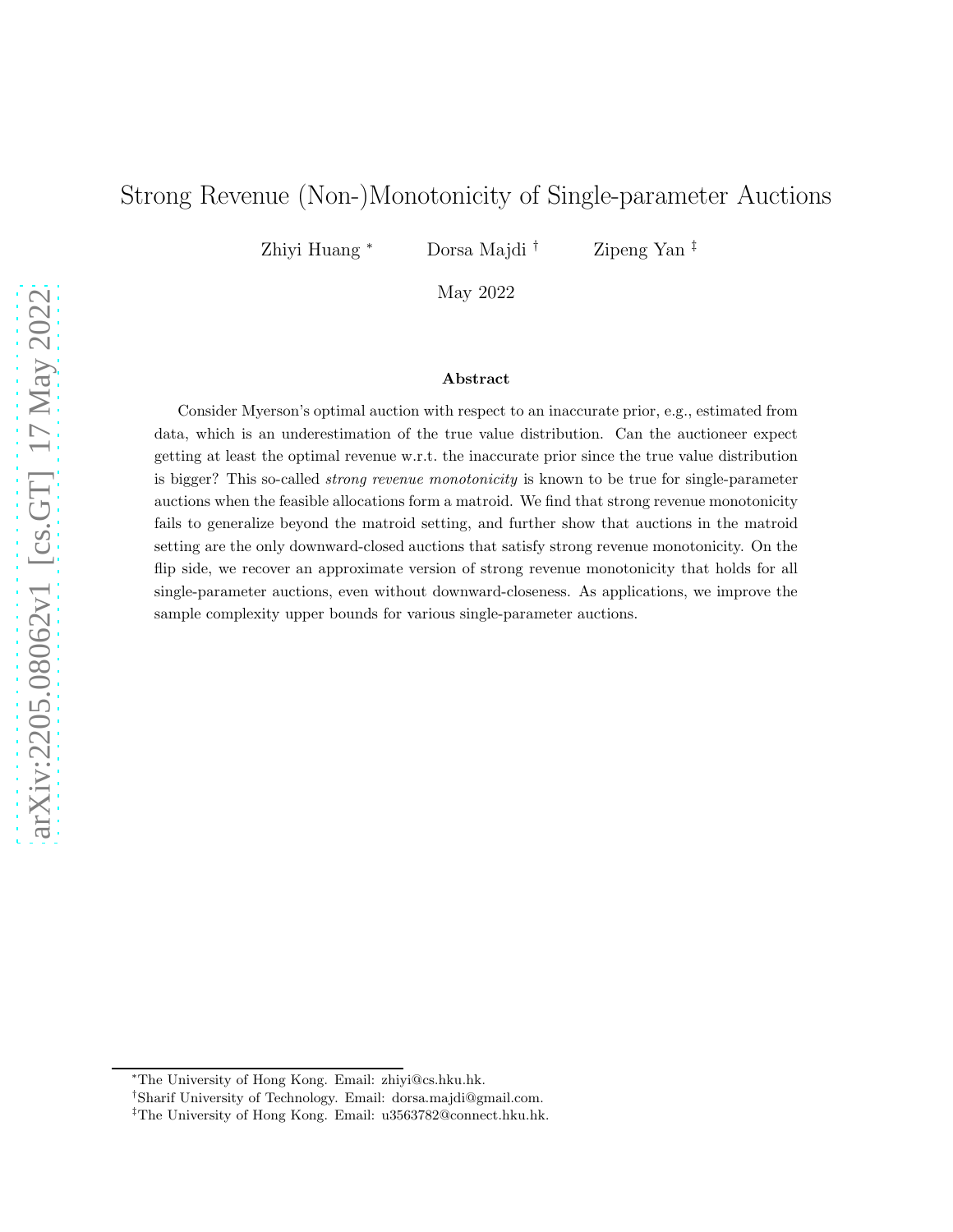# Strong Revenue (Non-)Monotonicity of Single-parameter Auctions

Zhiyi Huang [*] Dorsa Majdi [†] Zipeng Yan [‡]

May 2022

### Abstract

Consider Myerson's optimal auction with respect to an inaccurate prior, e.g., estimated from data, which is an underestimation of the true value distribution. Can the auctioneer expect getting at least the optimal revenue w.r.t. the inaccurate prior since the true value distribution is bigger? This so-called *strong revenue monotonicity* is known to be true for single-parameter auctions when the feasible allocations form a matroid. We find that strong revenue monotonicity fails to generalize beyond the matroid setting, and further show that auctions in the matroid setting are the only downward-closed auctions that satisfy strong revenue monotonicity. On the flip side, we recover an approximate version of strong revenue monotonicity that holds for all single-parameter auctions, even without downward-closeness. As applications, we improve the sample complexity upper bounds for various single-parameter auctions.

---

[*] The University of Hong Kong. Email: zhiyi@cs.hku.hk.

[†] Sharif University of Technology. Email: dorsa.majdi@gmail.com.

[‡] The University of Hong Kong. Email: u3563782@connect.hku.hk.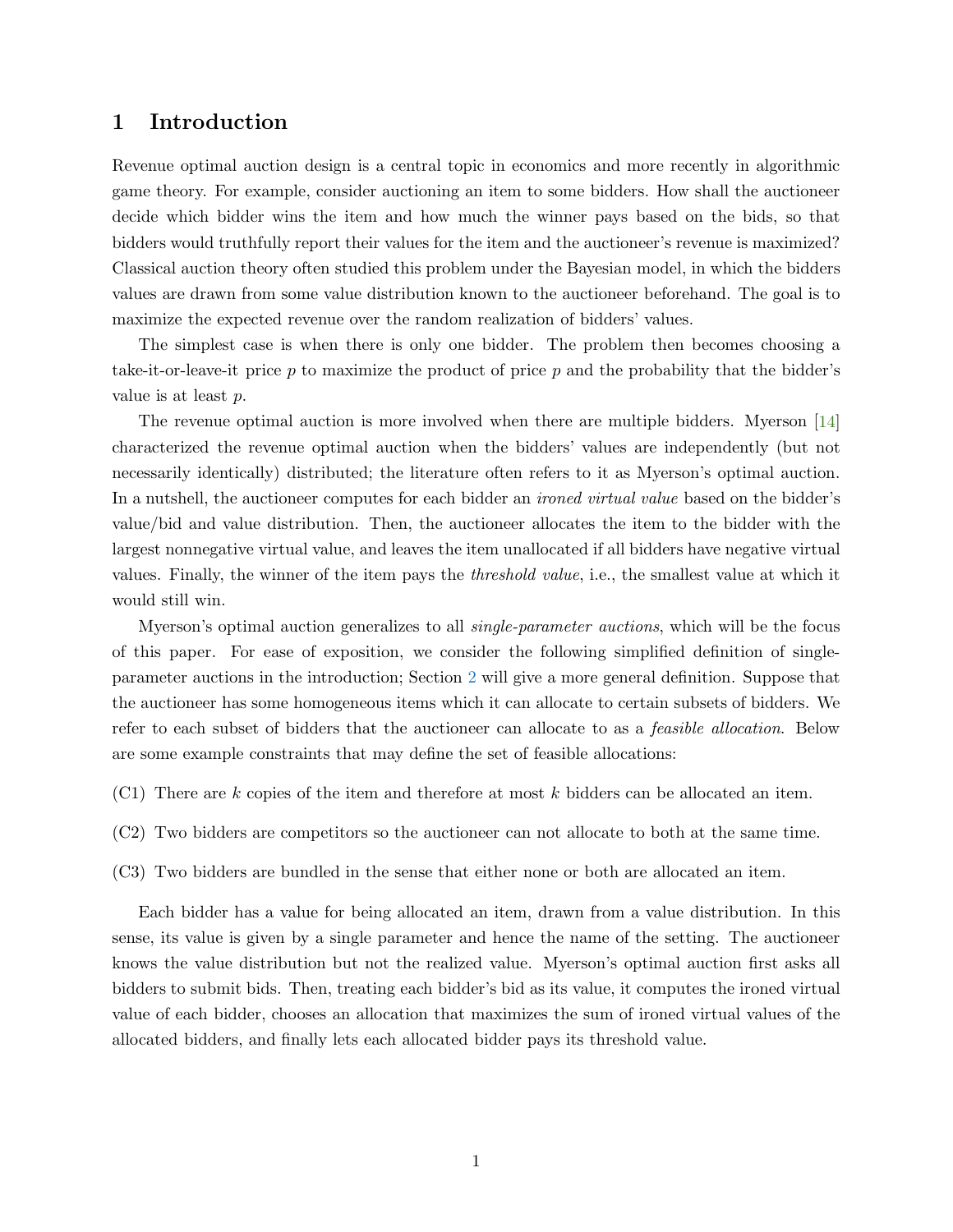## 1 Introduction

Revenue optimal auction design is a central topic in economics and more recently in algorithmic game theory. For example, consider auctioning an item to some bidders. How shall the auctioneer decide which bidder wins the item and how much the winner pays based on the bids, so that bidders would truthfully report their values for the item and the auctioneer's revenue is maximized? Classical auction theory often studied this problem under the Bayesian model, in which the bidders values are drawn from some value distribution known to the auctioneer beforehand. The goal is to maximize the expected revenue over the random realization of bidders' values.

The simplest case is when there is only one bidder. The problem then becomes choosing a take-it-or-leave-it price $p$ to maximize the product of price $p$ and the probability that the bidder's value is at least $p$.

The revenue optimal auction is more involved when there are multiple bidders. Myerson [14] characterized the revenue optimal auction when the bidders' values are independently (but not necessarily identically) distributed; the literature often refers to it as Myerson's optimal auction. In a nutshell, the auctioneer computes for each bidder an *ironed virtual value* based on the bidder's value/bid and value distribution. Then, the auctioneer allocates the item to the bidder with the largest nonnegative virtual value, and leaves the item unallocated if all bidders have negative virtual values. Finally, the winner of the item pays the *threshold value*, i.e., the smallest value at which it would still win.

Myerson's optimal auction generalizes to all *single-parameter auctions*, which will be the focus of this paper. For ease of exposition, we consider the following simplified definition of single-parameter auctions in the introduction; Section 2 will give a more general definition. Suppose that the auctioneer has some homogeneous items which it can allocate to certain subsets of bidders. We refer to each subset of bidders that the auctioneer can allocate to as a *feasible allocation*. Below are some example constraints that may define the set of feasible allocations:

(C1) There are $k$ copies of the item and therefore at most $k$ bidders can be allocated an item.

(C2) Two bidders are competitors so the auctioneer can not allocate to both at the same time.

(C3) Two bidders are bundled in the sense that either none or both are allocated an item.

Each bidder has a value for being allocated an item, drawn from a value distribution. In this sense, its value is given by a single parameter and hence the name of the setting. The auctioneer knows the value distribution but not the realized value. Myerson's optimal auction first asks all bidders to submit bids. Then, treating each bidder's bid as its value, it computes the ironed virtual value of each bidder, chooses an allocation that maximizes the sum of ironed virtual values of the allocated bidders, and finally lets each allocated bidder pays its threshold value.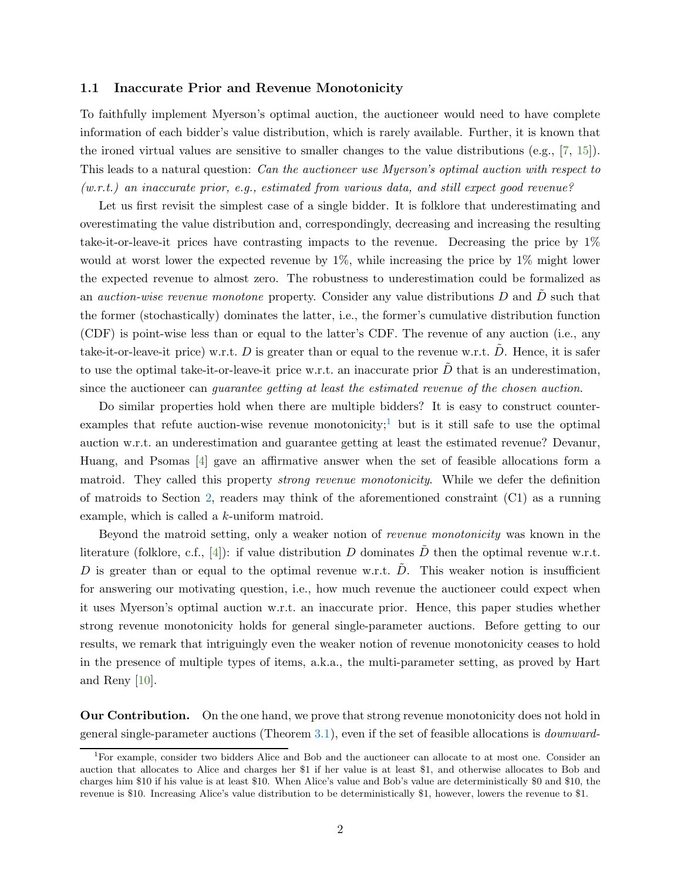### 1.1 Inaccurate Prior and Revenue Monotonicity

To faithfully implement Myerson's optimal auction, the auctioneer would need to have complete information of each bidder's value distribution, which is rarely available. Further, it is known that the ironed virtual values are sensitive to smaller changes to the value distributions (e.g., [7, 15]). This leads to a natural question: *Can the auctioneer use Myerson's optimal auction with respect to (w.r.t.) an inaccurate prior, e.g., estimated from various data, and still expect good revenue?*

Let us first revisit the simplest case of a single bidder. It is folklore that underestimating and overestimating the value distribution and, correspondingly, decreasing and increasing the resulting take-it-or-leave-it prices have contrasting impacts to the revenue. Decreasing the price by 1% would at worst lower the expected revenue by 1%, while increasing the price by 1% might lower the expected revenue to almost zero. The robustness to underestimation could be formalized as an *auction-wise revenue monotone* property. Consider any value distributions $D$ and $\tilde{D}$ such that the former (stochastically) dominates the latter, i.e., the former's cumulative distribution function (CDF) is point-wise less than or equal to the latter's CDF. The revenue of any auction (i.e., any take-it-or-leave-it price) w.r.t. $D$ is greater than or equal to the revenue w.r.t. $\tilde{D}$. Hence, it is safer to use the optimal take-it-or-leave-it price w.r.t. an inaccurate prior $\tilde{D}$ that is an underestimation, since the auctioneer can *guarantee getting at least the estimated revenue of the chosen auction.*

Do similar properties hold when there are multiple bidders? It is easy to construct counter-examples that refute auction-wise revenue monotonicity;[1] but is it still safe to use the optimal auction w.r.t. an underestimation and guarantee getting at least the estimated revenue? Devanur, Huang, and Psomas [4] gave an affirmative answer when the set of feasible allocations form a matroid. They called this property *strong revenue monotonicity*. While we defer the definition of matroids to Section 2, readers may think of the aforementioned constraint (C1) as a running example, which is called a $k$-uniform matroid.

Beyond the matroid setting, only a weaker notion of *revenue monotonicity* was known in the literature (folklore, c.f., [4]): if value distribution $D$ dominates $\tilde{D}$ then the optimal revenue w.r.t. $D$ is greater than or equal to the optimal revenue w.r.t. $\tilde{D}$. This weaker notion is insufficient for answering our motivating question, i.e., how much revenue the auctioneer could expect when it uses Myerson's optimal auction w.r.t. an inaccurate prior. Hence, this paper studies whether strong revenue monotonicity holds for general single-parameter auctions. Before getting to our results, we remark that intriguingly even the weaker notion of revenue monotonicity ceases to hold in the presence of multiple types of items, a.k.a., the multi-parameter setting, as proved by Hart and Reny [10].

**Our Contribution.** On the one hand, we prove that strong revenue monotonicity does not hold in general single-parameter auctions (Theorem 3.1), even if the set of feasible allocations is *downward-*

[1] For example, consider two bidders Alice and Bob and the auctioneer can allocate to at most one. Consider an auction that allocates to Alice and charges her \$1 if her value is at least \$1, and otherwise allocates to Bob and charges him \$10 if his value is at least \$10. When Alice's value and Bob's value are deterministically \$0 and \$10, the revenue is \$10. Increasing Alice's value distribution to be deterministically \$1, however, lowers the revenue to \$1.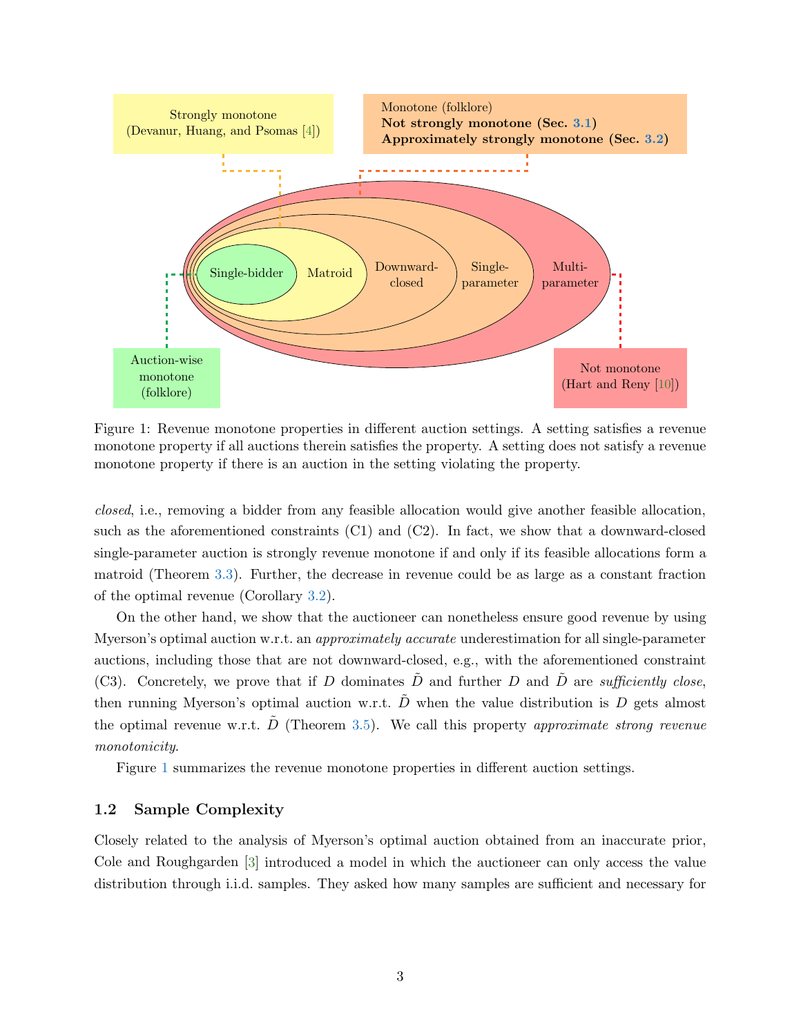Strongly monotone (Devanur, Huang, and Psomas [4])

Monotone (folklore)
**Not strongly monotone (Sec. 3.1)**
**Approximately strongly monotone (Sec. 3.2)**

Single-bidder

Matroid

Downward-closed

Single-parameter

Multi-parameter

Auction-wise monotone (folklore)

Not monotone (Hart and Reny [10])

Figure 1: Revenue monotone properties in different auction settings. A setting satisfies a revenue monotone property if all auctions therein satisfies the property. A setting does not satisfy a revenue monotone property if there is an auction in the setting violating the property.

*closed*, i.e., removing a bidder from any feasible allocation would give another feasible allocation, such as the aforementioned constraints (C1) and (C2). In fact, we show that a downward-closed single-parameter auction is strongly revenue monotone if and only if its feasible allocations form a matroid (Theorem 3.3). Further, the decrease in revenue could be as large as a constant fraction of the optimal revenue (Corollary 3.2).

On the other hand, we show that the auctioneer can nonetheless ensure good revenue by using Myerson's optimal auction w.r.t. an *approximately accurate* underestimation for all single-parameter auctions, including those that are not downward-closed, e.g., with the aforementioned constraint (C3). Concretely, we prove that if $D$ dominates $\tilde{D}$ and further $D$ and $\tilde{D}$ are *sufficiently close*, then running Myerson's optimal auction w.r.t. $\tilde{D}$ when the value distribution is $D$ gets almost the optimal revenue w.r.t. $\tilde{D}$ (Theorem 3.5). We call this property *approximate strong revenue monotonicity*.

Figure 1 summarizes the revenue monotone properties in different auction settings.

### 1.2 Sample Complexity

Closely related to the analysis of Myerson's optimal auction obtained from an inaccurate prior, Cole and Roughgarden [3] introduced a model in which the auctioneer can only access the value distribution through i.i.d. samples. They asked how many samples are sufficient and necessary for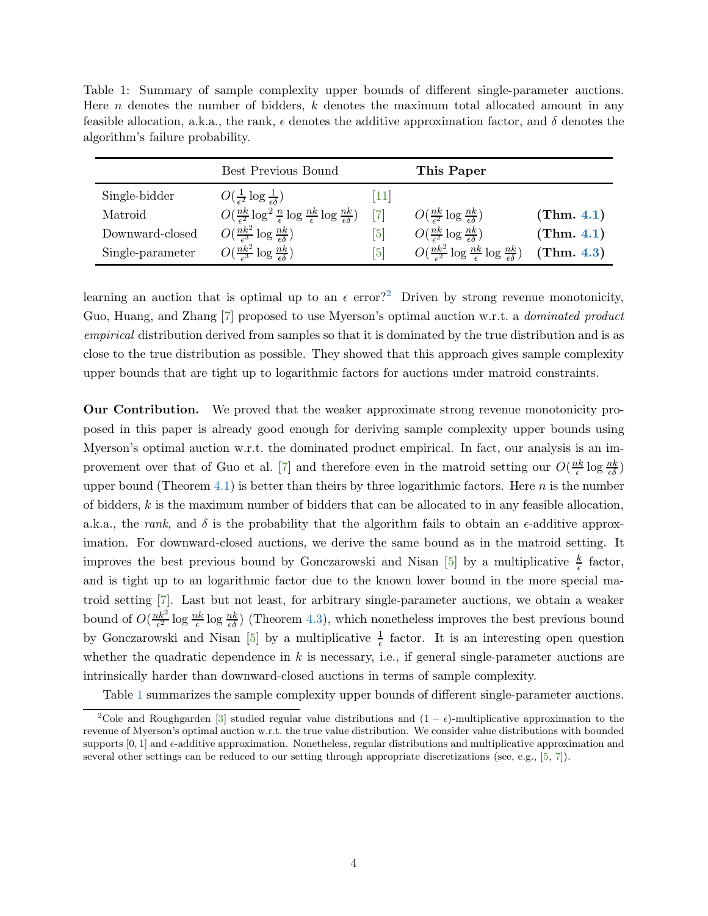Table 1: Summary of sample complexity upper bounds of different single-parameter auctions. Here $n$ denotes the number of bidders, $k$ denotes the maximum total allocated amount in any feasible allocation, a.k.a., the rank, $\epsilon$ denotes the additive approximation factor, and $\delta$ denotes the algorithm's failure probability.

| | Best Previous Bound | | **This Paper** | |
|---|---|---|---|---|
| Single-bidder | $O(\frac{1}{\epsilon^2}\log\frac{1}{\epsilon\delta})$ | [11] | | |
| Matroid | $O(\frac{nk}{\epsilon^2}\log^2\frac{n}{\epsilon}\log\frac{nk}{\epsilon}\log\frac{nk}{\epsilon\delta})$ | [7] | $O(\frac{nk}{\epsilon^2}\log\frac{nk}{\epsilon\delta})$ | **(Thm. 4.1)** |
| Downward-closed | $O(\frac{nk^2}{\epsilon^3}\log\frac{nk}{\epsilon\delta})$ | [5] | $O(\frac{nk}{\epsilon^2}\log\frac{nk}{\epsilon\delta})$ | **(Thm. 4.1)** |
| Single-parameter | $O(\frac{nk^2}{\epsilon^3}\log\frac{nk}{\epsilon\delta})$ | [5] | $O(\frac{nk^2}{\epsilon^2}\log\frac{nk}{\epsilon}\log\frac{nk}{\epsilon\delta})$ | **(Thm. 4.3)** |

learning an auction that is optimal up to an $\epsilon$ error?[2] Driven by strong revenue monotonicity, Guo, Huang, and Zhang [7] proposed to use Myerson's optimal auction w.r.t. a *dominated product empirical* distribution derived from samples so that it is dominated by the true distribution and is as close to the true distribution as possible. They showed that this approach gives sample complexity upper bounds that are tight up to logarithmic factors for auctions under matroid constraints.

**Our Contribution.** We proved that the weaker approximate strong revenue monotonicity proposed in this paper is already good enough for deriving sample complexity upper bounds using Myerson's optimal auction w.r.t. the dominated product empirical. In fact, our analysis is an improvement over that of Guo et al. [7] and therefore even in the matroid setting our $O(\frac{nk}{\epsilon}\log\frac{nk}{\epsilon\delta})$ upper bound (Theorem 4.1) is better than theirs by three logarithmic factors. Here $n$ is the number of bidders, $k$ is the maximum number of bidders that can be allocated to in any feasible allocation, a.k.a., the *rank*, and $\delta$ is the probability that the algorithm fails to obtain an $\epsilon$-additive approximation. For downward-closed auctions, we derive the same bound as in the matroid setting. It improves the best previous bound by Gonczarowski and Nisan [5] by a multiplicative $\frac{k}{\epsilon}$ factor, and is tight up to an logarithmic factor due to the known lower bound in the more special matroid setting [7]. Last but not least, for arbitrary single-parameter auctions, we obtain a weaker bound of $O(\frac{nk^2}{\epsilon^2}\log\frac{nk}{\epsilon}\log\frac{nk}{\epsilon\delta})$ (Theorem 4.3), which nonetheless improves the best previous bound by Gonczarowski and Nisan [5] by a multiplicative $\frac{1}{\epsilon}$ factor. It is an interesting open question whether the quadratic dependence in $k$ is necessary, i.e., if general single-parameter auctions are intrinsically harder than downward-closed auctions in terms of sample complexity.

Table 1 summarizes the sample complexity upper bounds of different single-parameter auctions.

[2] Cole and Roughgarden [3] studied regular value distributions and $(1-\epsilon)$-multiplicative approximation to the revenue of Myerson's optimal auction w.r.t. the true value distribution. We consider value distributions with bounded supports $[0,1]$ and $\epsilon$-additive approximation. Nonetheless, regular distributions and multiplicative approximation and several other settings can be reduced to our setting through appropriate discretizations (see, e.g., [5, 7]).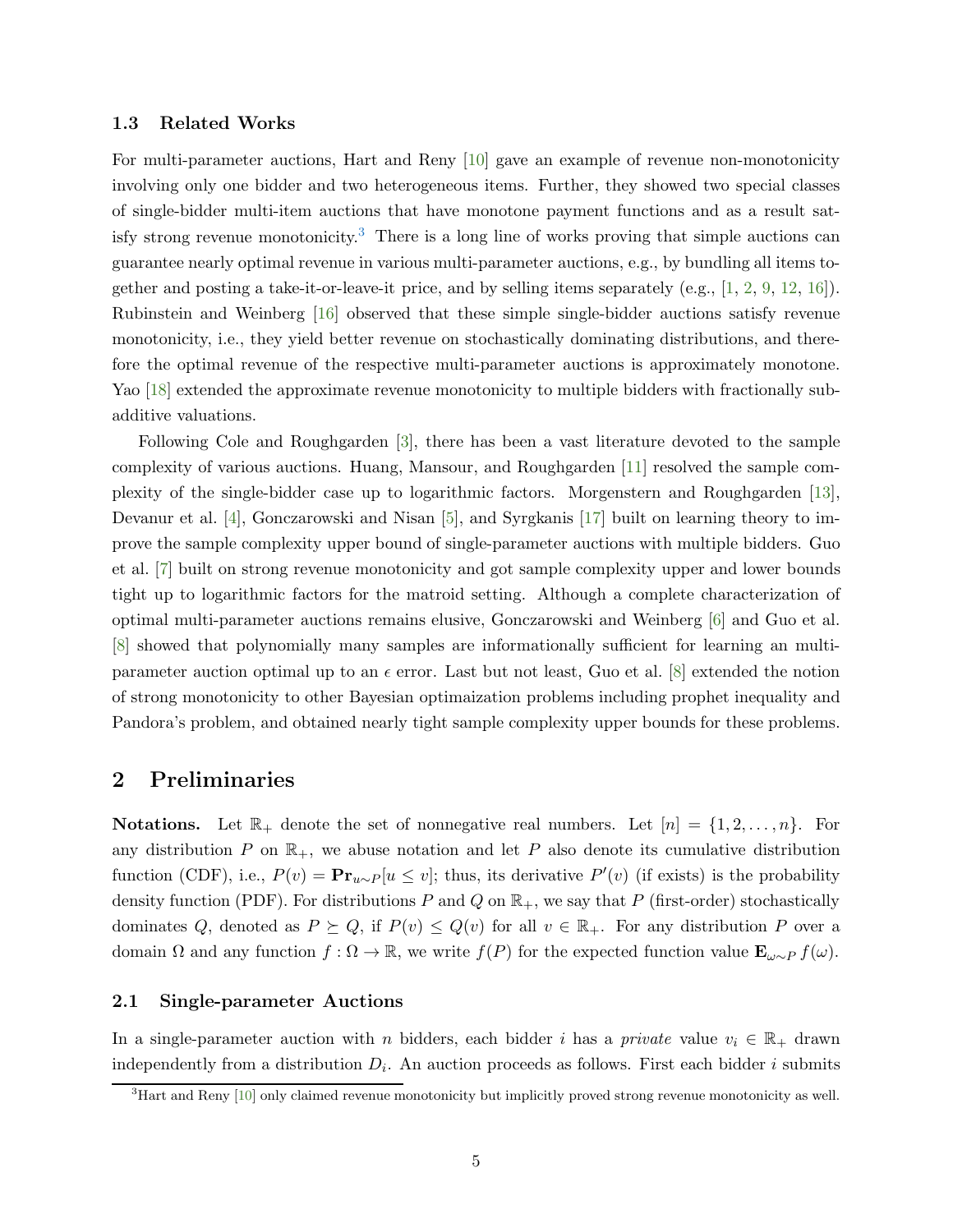### 1.3 Related Works

For multi-parameter auctions, Hart and Reny [10] gave an example of revenue non-monotonicity involving only one bidder and two heterogeneous items. Further, they showed two special classes of single-bidder multi-item auctions that have monotone payment functions and as a result satisfy strong revenue monotonicity.[3] There is a long line of works proving that simple auctions can guarantee nearly optimal revenue in various multi-parameter auctions, e.g., by bundling all items together and posting a take-it-or-leave-it price, and by selling items separately (e.g., [1, 2, 9, 12, 16]). Rubinstein and Weinberg [16] observed that these simple single-bidder auctions satisfy revenue monotonicity, i.e., they yield better revenue on stochastically dominating distributions, and therefore the optimal revenue of the respective multi-parameter auctions is approximately monotone. Yao [18] extended the approximate revenue monotonicity to multiple bidders with fractionally subadditive valuations.

Following Cole and Roughgarden [3], there has been a vast literature devoted to the sample complexity of various auctions. Huang, Mansour, and Roughgarden [11] resolved the sample complexity of the single-bidder case up to logarithmic factors. Morgenstern and Roughgarden [13], Devanur et al. [4], Gonczarowski and Nisan [5], and Syrgkanis [17] built on learning theory to improve the sample complexity upper bound of single-parameter auctions with multiple bidders. Guo et al. [7] built on strong revenue monotonicity and got sample complexity upper and lower bounds tight up to logarithmic factors for the matroid setting. Although a complete characterization of optimal multi-parameter auctions remains elusive, Gonczarowski and Weinberg [6] and Guo et al. [8] showed that polynomially many samples are informationally sufficient for learning an multi-parameter auction optimal up to an $\epsilon$ error. Last but not least, Guo et al. [8] extended the notion of strong monotonicity to other Bayesian optimaization problems including prophet inequality and Pandora's problem, and obtained nearly tight sample complexity upper bounds for these problems.

## 2 Preliminaries

**Notations.** Let $\mathbb{R}_+$ denote the set of nonnegative real numbers. Let $[n] = \{1, 2, \ldots, n\}$. For any distribution $P$ on $\mathbb{R}_+$, we abuse notation and let $P$ also denote its cumulative distribution function (CDF), i.e., $P(v) = \mathbf{Pr}_{u \sim P}[u \leq v]$; thus, its derivative $P'(v)$ (if exists) is the probability density function (PDF). For distributions $P$ and $Q$ on $\mathbb{R}_+$, we say that $P$ (first-order) stochastically dominates $Q$, denoted as $P \succeq Q$, if $P(v) \leq Q(v)$ for all $v \in \mathbb{R}_+$. For any distribution $P$ over a domain $\Omega$ and any function $f : \Omega \to \mathbb{R}$, we write $f(P)$ for the expected function value $\mathbf{E}_{\omega \sim P} f(\omega)$.

### 2.1 Single-parameter Auctions

In a single-parameter auction with $n$ bidders, each bidder $i$ has a *private* value $v_i \in \mathbb{R}_+$ drawn independently from a distribution $D_i$. An auction proceeds as follows. First each bidder $i$ submits

[3] Hart and Reny [10] only claimed revenue monotonicity but implicitly proved strong revenue monotonicity as well.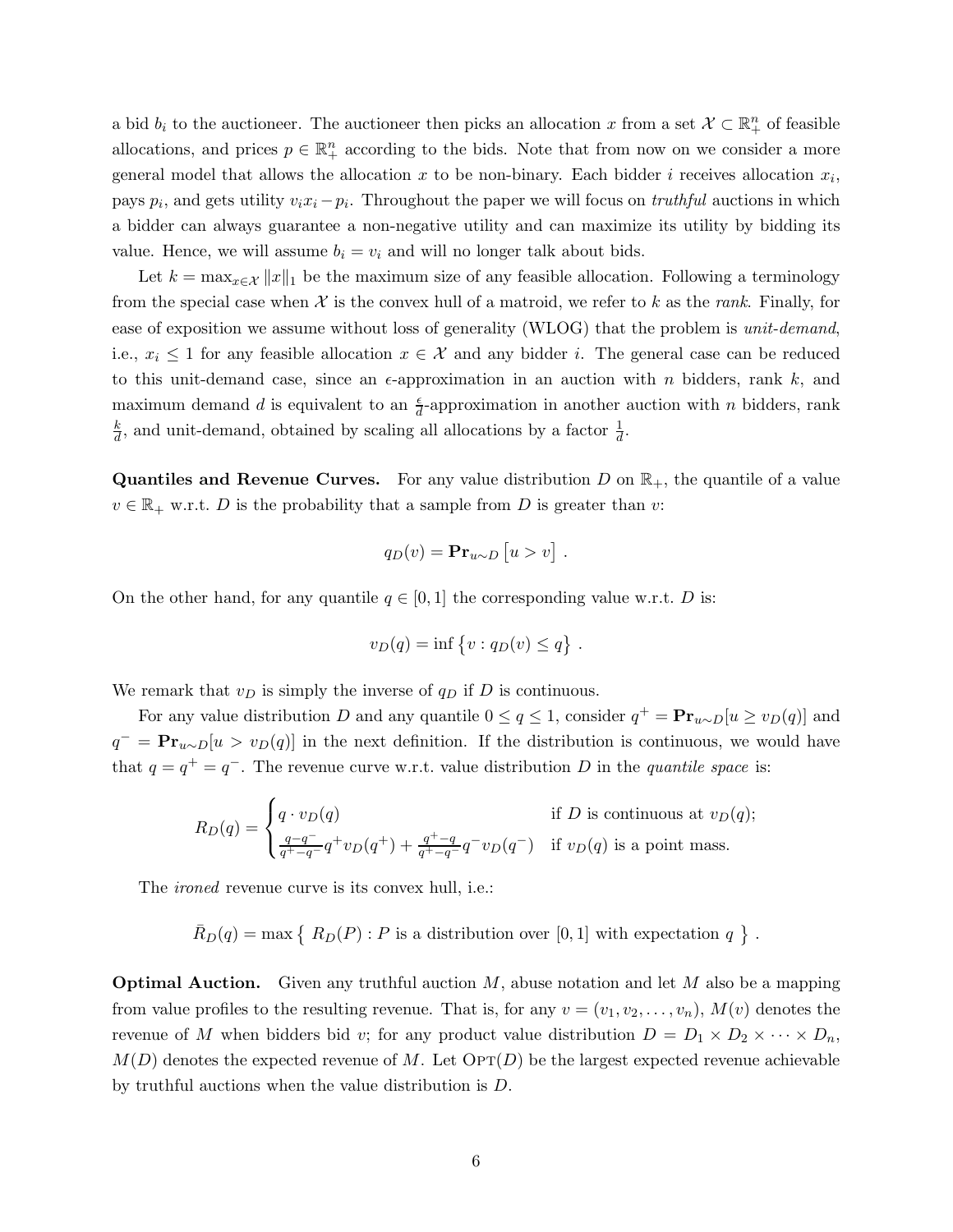a bid $b_i$ to the auctioneer. The auctioneer then picks an allocation $x$ from a set $\mathcal{X} \subset \mathbb{R}_+^n$ of feasible allocations, and prices $p \in \mathbb{R}_+^n$ according to the bids. Note that from now on we consider a more general model that allows the allocation $x$ to be non-binary. Each bidder $i$ receives allocation $x_i$, pays $p_i$, and gets utility $v_i x_i - p_i$. Throughout the paper we will focus on *truthful* auctions in which a bidder can always guarantee a non-negative utility and can maximize its utility by bidding its value. Hence, we will assume $b_i = v_i$ and will no longer talk about bids.

Let $k = \max_{x \in \mathcal{X}} \|x\|_1$ be the maximum size of any feasible allocation. Following a terminology from the special case when $\mathcal{X}$ is the convex hull of a matroid, we refer to $k$ as the *rank*. Finally, for ease of exposition we assume without loss of generality (WLOG) that the problem is *unit-demand*, i.e., $x_i \leq 1$ for any feasible allocation $x \in \mathcal{X}$ and any bidder $i$. The general case can be reduced to this unit-demand case, since an $\epsilon$-approximation in an auction with $n$ bidders, rank $k$, and maximum demand $d$ is equivalent to an $\frac{\epsilon}{d}$-approximation in another auction with $n$ bidders, rank $\frac{k}{d}$, and unit-demand, obtained by scaling all allocations by a factor $\frac{1}{d}$.

**Quantiles and Revenue Curves.** For any value distribution $D$ on $\mathbb{R}_+$, the quantile of a value $v \in \mathbb{R}_+$ w.r.t. $D$ is the probability that a sample from $D$ is greater than $v$:

$$q_D(v) = \mathbf{Pr}_{u \sim D}\left[u > v\right] .$$

On the other hand, for any quantile $q \in [0, 1]$ the corresponding value w.r.t. $D$ is:

$$v_D(q) = \inf\left\{v : q_D(v) \leq q\right\} .$$

We remark that $v_D$ is simply the inverse of $q_D$ if $D$ is continuous.

For any value distribution $D$ and any quantile $0 \leq q \leq 1$, consider $q^+ = \mathbf{Pr}_{u \sim D}[u \geq v_D(q)]$ and $q^- = \mathbf{Pr}_{u \sim D}[u > v_D(q)]$ in the next definition. If the distribution is continuous, we would have that $q = q^+ = q^-$. The revenue curve w.r.t. value distribution $D$ in the *quantile space* is:

$$R_D(q) = \begin{cases} q \cdot v_D(q) & \text{if } D \text{ is continuous at } v_D(q); \\ \frac{q - q^-}{q^+ - q^-} q^+ v_D(q^+) + \frac{q^+ - q}{q^+ - q^-} q^- v_D(q^-) & \text{if } v_D(q) \text{ is a point mass.} \end{cases}$$

The *ironed* revenue curve is its convex hull, i.e.:

$$\bar{R}_D(q) = \max\left\{ R_D(P) : P \text{ is a distribution over } [0, 1] \text{ with expectation } q \right\} .$$

**Optimal Auction.** Given any truthful auction $M$, abuse notation and let $M$ also be a mapping from value profiles to the resulting revenue. That is, for any $v = (v_1, v_2, \ldots, v_n)$, $M(v)$ denotes the revenue of $M$ when bidders bid $v$; for any product value distribution $D = D_1 \times D_2 \times \cdots \times D_n$, $M(D)$ denotes the expected revenue of $M$. Let $\text{OPT}(D)$ be the largest expected revenue achievable by truthful auctions when the value distribution is $D$.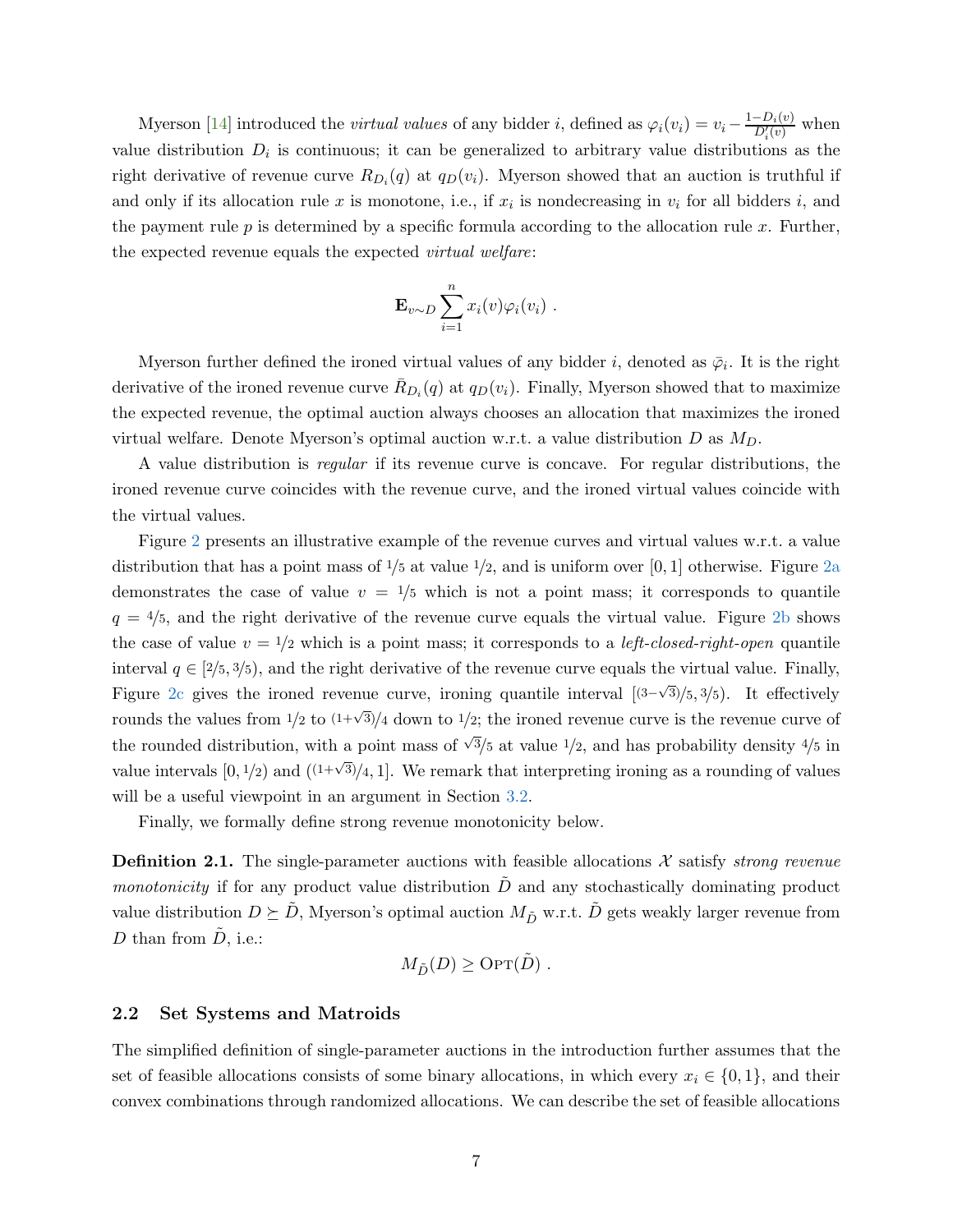Myerson [14] introduced the *virtual values* of any bidder $i$, defined as $\varphi_i(v_i) = v_i - \frac{1-D_i(v)}{D_i'(v)}$ when value distribution $D_i$ is continuous; it can be generalized to arbitrary value distributions as the right derivative of revenue curve $R_{D_i}(q)$ at $q_D(v_i)$. Myerson showed that an auction is truthful if and only if its allocation rule $x$ is monotone, i.e., if $x_i$ is nondecreasing in $v_i$ for all bidders $i$, and the payment rule $p$ is determined by a specific formula according to the allocation rule $x$. Further, the expected revenue equals the expected *virtual welfare*:

$$\mathbf{E}_{v \sim D} \sum_{i=1}^{n} x_i(v) \varphi_i(v_i) \ .$$

Myerson further defined the ironed virtual values of any bidder $i$, denoted as $\bar{\varphi}_i$. It is the right derivative of the ironed revenue curve $\bar{R}_{D_i}(q)$ at $q_D(v_i)$. Finally, Myerson showed that to maximize the expected revenue, the optimal auction always chooses an allocation that maximizes the ironed virtual welfare. Denote Myerson's optimal auction w.r.t. a value distribution $D$ as $M_D$.

A value distribution is *regular* if its revenue curve is concave. For regular distributions, the ironed revenue curve coincides with the revenue curve, and the ironed virtual values coincide with the virtual values.

Figure 2 presents an illustrative example of the revenue curves and virtual values w.r.t. a value distribution that has a point mass of $1/5$ at value $1/2$, and is uniform over $[0, 1]$ otherwise. Figure 2a demonstrates the case of value $v = 1/5$ which is not a point mass; it corresponds to quantile $q = 4/5$, and the right derivative of the revenue curve equals the virtual value. Figure 2b shows the case of value $v = 1/2$ which is a point mass; it corresponds to a *left-closed-right-open* quantile interval $q \in [2/5, 3/5)$, and the right derivative of the revenue curve equals the virtual value. Finally, Figure 2c gives the ironed revenue curve, ironing quantile interval $[(3-\sqrt{3})/5, 3/5)$. It effectively rounds the values from $1/2$ to $(1+\sqrt{3})/4$ down to $1/2$; the ironed revenue curve is the revenue curve of the rounded distribution, with a point mass of $\sqrt{3}/5$ at value $1/2$, and has probability density $4/5$ in value intervals $[0, 1/2)$ and $((1+\sqrt{3})/4, 1]$. We remark that interpreting ironing as a rounding of values will be a useful viewpoint in an argument in Section 3.2.

Finally, we formally define strong revenue monotonicity below.

**Definition 2.1.** The single-parameter auctions with feasible allocations $\mathcal{X}$ satisfy *strong revenue monotonicity* if for any product value distribution $\tilde{D}$ and any stochastically dominating product value distribution $D \succeq \tilde{D}$, Myerson's optimal auction $M_{\tilde{D}}$ w.r.t. $\tilde{D}$ gets weakly larger revenue from $D$ than from $\tilde{D}$, i.e.:

$$M_{\tilde{D}}(D) \geq \mathrm{OPT}(\tilde{D}) \ .$$

## 2.2 Set Systems and Matroids

The simplified definition of single-parameter auctions in the introduction further assumes that the set of feasible allocations consists of some binary allocations, in which every $x_i \in \{0, 1\}$, and their convex combinations through randomized allocations. We can describe the set of feasible allocations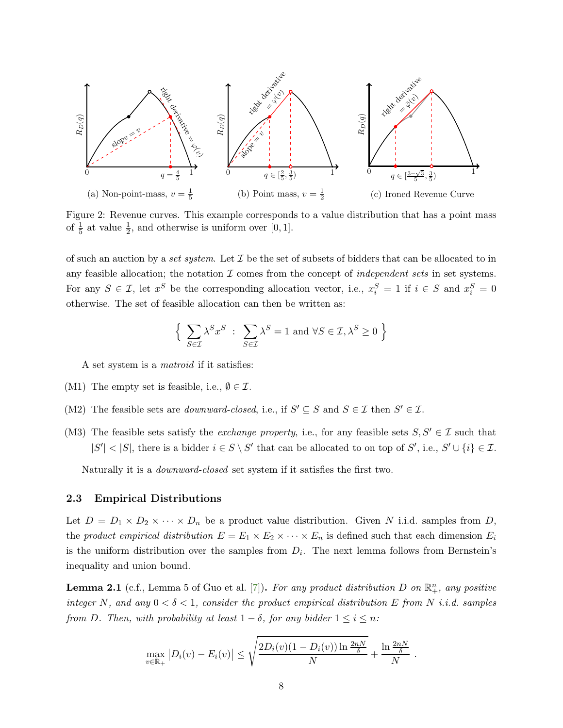Figure 2: Revenue curves. This example corresponds to a value distribution that has a point mass of $\frac{1}{5}$ at value $\frac{1}{2}$, and otherwise is uniform over $[0, 1]$.

of such an auction by a *set system*. Let $\mathcal{I}$ be the set of subsets of bidders that can be allocated to in any feasible allocation; the notation $\mathcal{I}$ comes from the concept of *independent sets* in set systems. For any $S \in \mathcal{I}$, let $x^S$ be the corresponding allocation vector, i.e., $x_i^S = 1$ if $i \in S$ and $x_i^S = 0$ otherwise. The set of feasible allocation can then be written as:

$$\Big\{ \sum_{S \in \mathcal{I}} \lambda^S x^S \ : \ \sum_{S \in \mathcal{I}} \lambda^S = 1 \text{ and } \forall S \in \mathcal{I}, \lambda^S \geq 0 \Big\}$$

A set system is a *matroid* if it satisfies:

(M1) The empty set is feasible, i.e., $\emptyset \in \mathcal{I}$.

(M2) The feasible sets are *downward-closed*, i.e., if $S' \subseteq S$ and $S \in \mathcal{I}$ then $S' \in \mathcal{I}$.

(M3) The feasible sets satisfy the *exchange property*, i.e., for any feasible sets $S, S' \in \mathcal{I}$ such that $|S'| < |S|$, there is a bidder $i \in S \setminus S'$ that can be allocated to on top of $S'$, i.e., $S' \cup \{i\} \in \mathcal{I}$.

Naturally it is a *downward-closed* set system if it satisfies the first two.

### 2.3 Empirical Distributions

Let $D = D_1 \times D_2 \times \cdots \times D_n$ be a product value distribution. Given $N$ i.i.d. samples from $D$, the *product empirical distribution* $E = E_1 \times E_2 \times \cdots \times E_n$ is defined such that each dimension $E_i$ is the uniform distribution over the samples from $D_i$. The next lemma follows from Bernstein's inequality and union bound.

**Lemma 2.1** (c.f., Lemma 5 of Guo et al. [7]). *For any product distribution $D$ on $\mathbb{R}^n_+$, any positive integer $N$, and any $0 < \delta < 1$, consider the product empirical distribution $E$ from $N$ i.i.d. samples from $D$. Then, with probability at least $1 - \delta$, for any bidder $1 \leq i \leq n$:*

$$\max_{v \in \mathbb{R}_+} \big| D_i(v) - E_i(v) \big| \leq \sqrt{\frac{2D_i(v)(1 - D_i(v)) \ln \frac{2nN}{\delta}}{N}} + \frac{\ln \frac{2nN}{\delta}}{N} \ .$$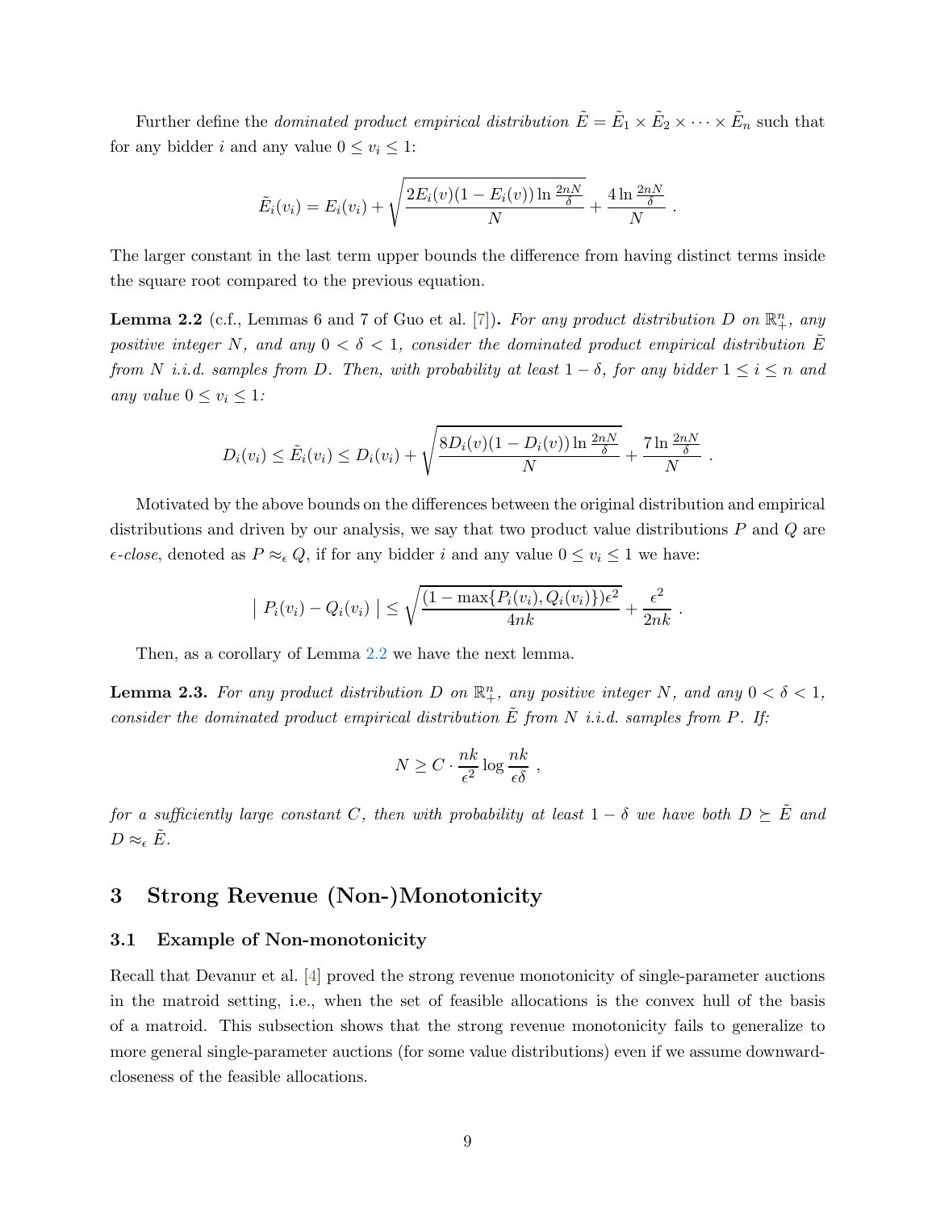Further define the *dominated product empirical distribution* $\tilde{E} = \tilde{E}_1 \times \tilde{E}_2 \times \cdots \times \tilde{E}_n$ such that for any bidder $i$ and any value $0 \leq v_i \leq 1$:

$$\tilde{E}_i(v_i) = E_i(v_i) + \sqrt{\frac{2E_i(v)(1 - E_i(v)) \ln \frac{2nN}{\delta}}{N}} + \frac{4 \ln \frac{2nN}{\delta}}{N} .$$

The larger constant in the last term upper bounds the difference from having distinct terms inside the square root compared to the previous equation.

**Lemma 2.2** (c.f., Lemmas 6 and 7 of Guo et al. [7])**.** *For any product distribution $D$ on $\mathbb{R}_+^n$, any positive integer $N$, and any $0 < \delta < 1$, consider the dominated product empirical distribution $\tilde{E}$ from $N$ i.i.d. samples from $D$. Then, with probability at least $1 - \delta$, for any bidder $1 \leq i \leq n$ and any value $0 \leq v_i \leq 1$:*

$$D_i(v_i) \leq \tilde{E}_i(v_i) \leq D_i(v_i) + \sqrt{\frac{8D_i(v)(1 - D_i(v)) \ln \frac{2nN}{\delta}}{N}} + \frac{7 \ln \frac{2nN}{\delta}}{N} .$$

Motivated by the above bounds on the differences between the original distribution and empirical distributions and driven by our analysis, we say that two product value distributions $P$ and $Q$ are $\epsilon$*-close*, denoted as $P \approx_\epsilon Q$, if for any bidder $i$ and any value $0 \leq v_i \leq 1$ we have:

$$\left| \; P_i(v_i) - Q_i(v_i) \; \right| \leq \sqrt{\frac{(1 - \max\{P_i(v_i), Q_i(v_i)\})\epsilon^2}{4nk}} + \frac{\epsilon^2}{2nk} .$$

Then, as a corollary of Lemma 2.2 we have the next lemma.

**Lemma 2.3.** *For any product distribution $D$ on $\mathbb{R}_+^n$, any positive integer $N$, and any $0 < \delta < 1$, consider the dominated product empirical distribution $\tilde{E}$ from $N$ i.i.d. samples from $P$. If:*

$$N \geq C \cdot \frac{nk}{\epsilon^2} \log \frac{nk}{\epsilon \delta} \; ,$$

*for a sufficiently large constant $C$, then with probability at least $1 - \delta$ we have both $D \succeq \tilde{E}$ and $D \approx_\epsilon \tilde{E}$.*

## 3 Strong Revenue (Non-)Monotonicity

### 3.1 Example of Non-monotonicity

Recall that Devanur et al. [4] proved the strong revenue monotonicity of single-parameter auctions in the matroid setting, i.e., when the set of feasible allocations is the convex hull of the basis of a matroid. This subsection shows that the strong revenue monotonicity fails to generalize to more general single-parameter auctions (for some value distributions) even if we assume downward-closeness of the feasible allocations.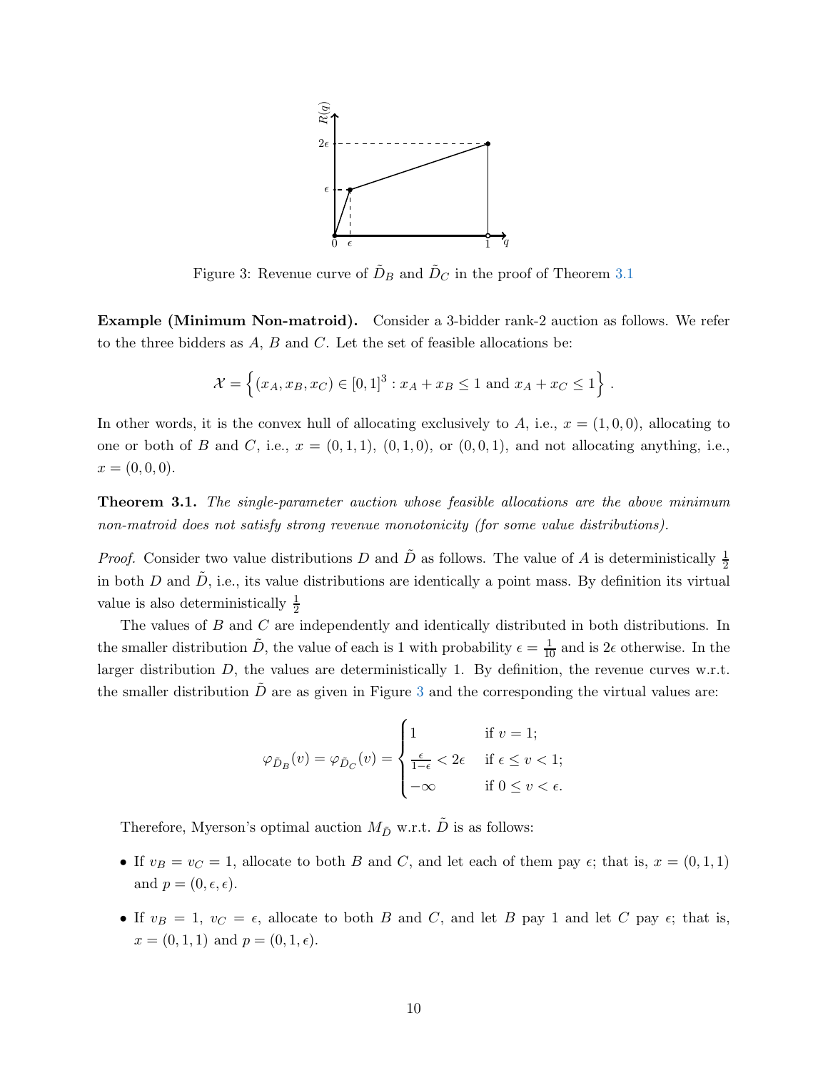Figure 3: Revenue curve of $\tilde{D}_B$ and $\tilde{D}_C$ in the proof of Theorem 3.1

**Example (Minimum Non-matroid).** Consider a 3-bidder rank-2 auction as follows. We refer to the three bidders as $A$, $B$ and $C$. Let the set of feasible allocations be:

$$\mathcal{X} = \left\{ (x_A, x_B, x_C) \in [0,1]^3 : x_A + x_B \leq 1 \text{ and } x_A + x_C \leq 1 \right\} .$$

In other words, it is the convex hull of allocating exclusively to $A$, i.e., $x = (1, 0, 0)$, allocating to one or both of $B$ and $C$, i.e., $x = (0, 1, 1)$, $(0, 1, 0)$, or $(0, 0, 1)$, and not allocating anything, i.e., $x = (0, 0, 0)$.

**Theorem 3.1.** *The single-parameter auction whose feasible allocations are the above minimum non-matroid does not satisfy strong revenue monotonicity (for some value distributions).*

*Proof.* Consider two value distributions $D$ and $\tilde{D}$ as follows. The value of $A$ is deterministically $\frac{1}{2}$ in both $D$ and $\tilde{D}$, i.e., its value distributions are identically a point mass. By definition its virtual value is also deterministically $\frac{1}{2}$

The values of $B$ and $C$ are independently and identically distributed in both distributions. In the smaller distribution $\tilde{D}$, the value of each is 1 with probability $\epsilon = \frac{1}{10}$ and is $2\epsilon$ otherwise. In the larger distribution $D$, the values are deterministically 1. By definition, the revenue curves w.r.t. the smaller distribution $\tilde{D}$ are as given in Figure 3 and the corresponding the virtual values are:

$$\varphi_{\tilde{D}_B}(v) = \varphi_{\tilde{D}_C}(v) = \begin{cases} 1 & \text{if } v = 1; \\ \frac{\epsilon}{1-\epsilon} < 2\epsilon & \text{if } \epsilon \leq v < 1; \\ -\infty & \text{if } 0 \leq v < \epsilon. \end{cases}$$

Therefore, Myerson's optimal auction $M_{\tilde{D}}$ w.r.t. $\tilde{D}$ is as follows:

- If $v_B = v_C = 1$, allocate to both $B$ and $C$, and let each of them pay $\epsilon$; that is, $x = (0, 1, 1)$ and $p = (0, \epsilon, \epsilon)$.
- If $v_B = 1$, $v_C = \epsilon$, allocate to both $B$ and $C$, and let $B$ pay 1 and let $C$ pay $\epsilon$; that is, $x = (0, 1, 1)$ and $p = (0, 1, \epsilon)$.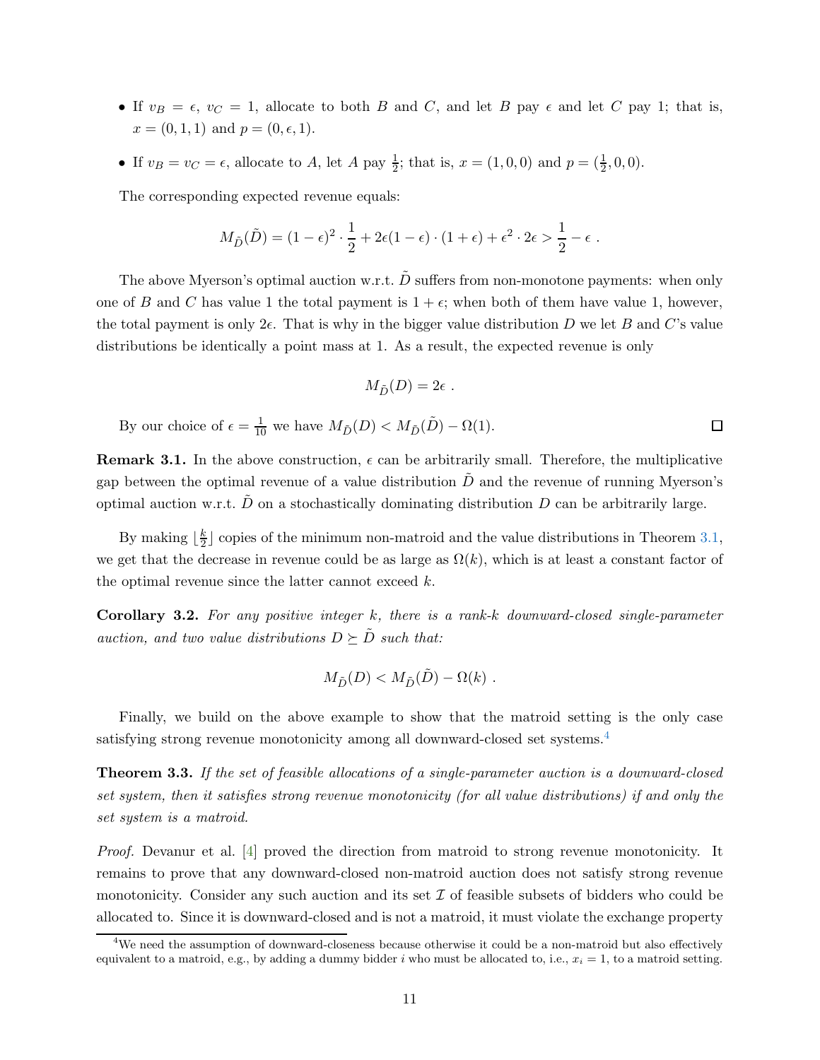- If $v_B = \epsilon$, $v_C = 1$, allocate to both $B$ and $C$, and let $B$ pay $\epsilon$ and let $C$ pay 1; that is, $x = (0, 1, 1)$ and $p = (0, \epsilon, 1)$.
- If $v_B = v_C = \epsilon$, allocate to $A$, let $A$ pay $\frac{1}{2}$; that is, $x = (1, 0, 0)$ and $p = (\frac{1}{2}, 0, 0)$.

The corresponding expected revenue equals:

$$M_{\tilde{D}}(\tilde{D}) = (1-\epsilon)^2 \cdot \frac{1}{2} + 2\epsilon(1-\epsilon) \cdot (1+\epsilon) + \epsilon^2 \cdot 2\epsilon > \frac{1}{2} - \epsilon \ .$$

The above Myerson's optimal auction w.r.t. $\tilde{D}$ suffers from non-monotone payments: when only one of $B$ and $C$ has value 1 the total payment is $1 + \epsilon$; when both of them have value 1, however, the total payment is only $2\epsilon$. That is why in the bigger value distribution $D$ we let $B$ and $C$'s value distributions be identically a point mass at 1. As a result, the expected revenue is only

$$M_{\tilde{D}}(D) = 2\epsilon \ .$$

By our choice of $\epsilon = \frac{1}{10}$ we have $M_{\tilde{D}}(D) < M_{\tilde{D}}(\tilde{D}) - \Omega(1)$. □

**Remark 3.1.** In the above construction, $\epsilon$ can be arbitrarily small. Therefore, the multiplicative gap between the optimal revenue of a value distribution $\tilde{D}$ and the revenue of running Myerson's optimal auction w.r.t. $\tilde{D}$ on a stochastically dominating distribution $D$ can be arbitrarily large.

By making $\lfloor \frac{k}{2} \rfloor$ copies of the minimum non-matroid and the value distributions in Theorem 3.1, we get that the decrease in revenue could be as large as $\Omega(k)$, which is at least a constant factor of the optimal revenue since the latter cannot exceed $k$.

**Corollary 3.2.** *For any positive integer $k$, there is a rank-$k$ downward-closed single-parameter auction, and two value distributions $D \succeq \tilde{D}$ such that:*

$$M_{\tilde{D}}(D) < M_{\tilde{D}}(\tilde{D}) - \Omega(k) \ .$$

Finally, we build on the above example to show that the matroid setting is the only case satisfying strong revenue monotonicity among all downward-closed set systems.[4]

**Theorem 3.3.** *If the set of feasible allocations of a single-parameter auction is a downward-closed set system, then it satisfies strong revenue monotonicity (for all value distributions) if and only the set system is a matroid.*

*Proof.* Devanur et al. [4] proved the direction from matroid to strong revenue monotonicity. It remains to prove that any downward-closed non-matroid auction does not satisfy strong revenue monotonicity. Consider any such auction and its set $\mathcal{I}$ of feasible subsets of bidders who could be allocated to. Since it is downward-closed and is not a matroid, it must violate the exchange property

[4] We need the assumption of downward-closeness because otherwise it could be a non-matroid but also effectively equivalent to a matroid, e.g., by adding a dummy bidder $i$ who must be allocated to, i.e., $x_i = 1$, to a matroid setting.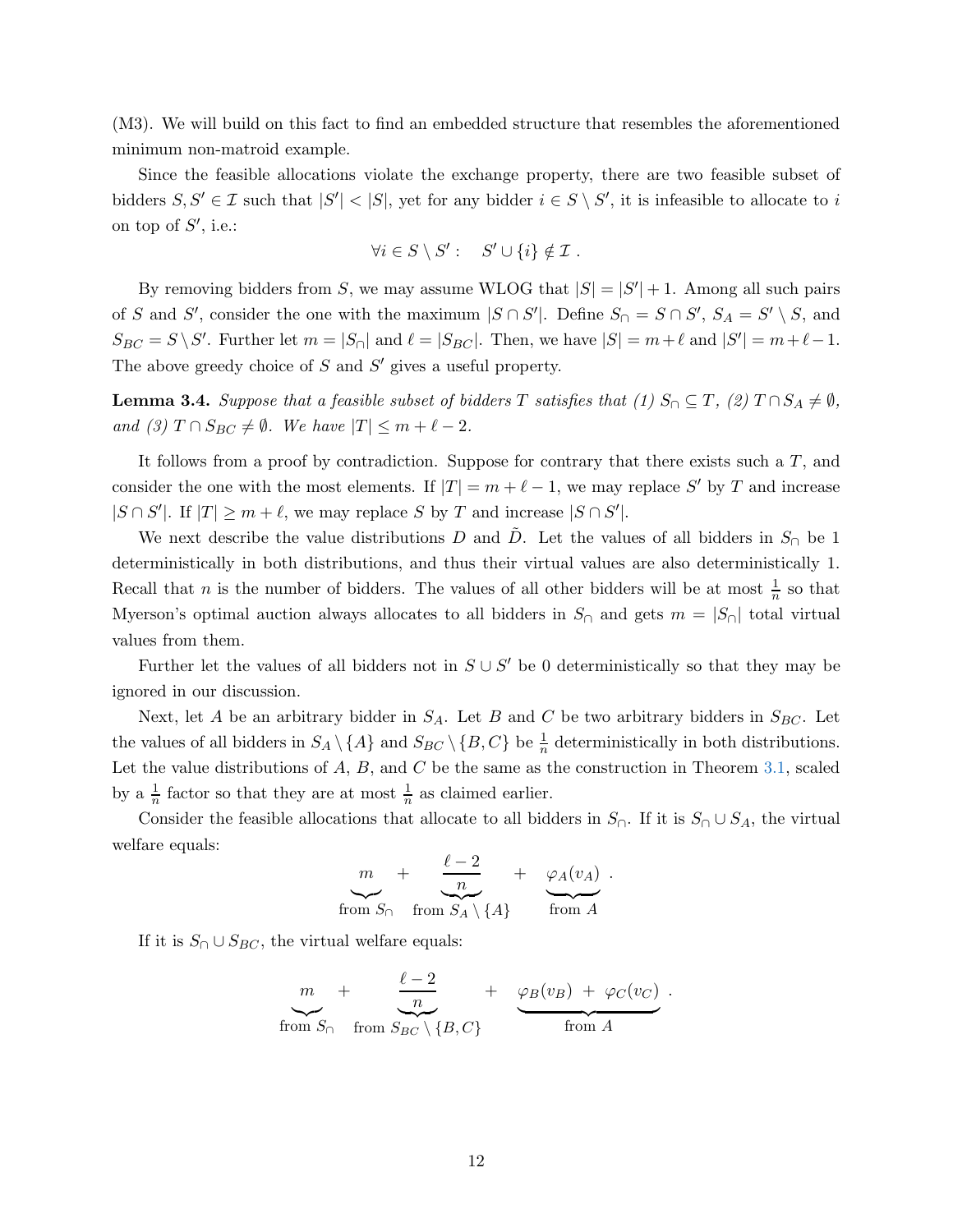(M3). We will build on this fact to find an embedded structure that resembles the aforementioned minimum non-matroid example.

Since the feasible allocations violate the exchange property, there are two feasible subset of bidders $S, S' \in \mathcal{I}$ such that $|S'| < |S|$, yet for any bidder $i \in S \setminus S'$, it is infeasible to allocate to $i$ on top of $S'$, i.e.:

$$\forall i \in S \setminus S' : \quad S' \cup \{i\} \notin \mathcal{I} \ .$$

By removing bidders from $S$, we may assume WLOG that $|S| = |S'| + 1$. Among all such pairs of $S$ and $S'$, consider the one with the maximum $|S \cap S'|$. Define $S_\cap = S \cap S'$, $S_A = S' \setminus S$, and $S_{BC} = S \setminus S'$. Further let $m = |S_\cap|$ and $\ell = |S_{BC}|$. Then, we have $|S| = m + \ell$ and $|S'| = m + \ell - 1$. The above greedy choice of $S$ and $S'$ gives a useful property.

**Lemma 3.4.** *Suppose that a feasible subset of bidders $T$ satisfies that (1) $S_\cap \subseteq T$, (2) $T \cap S_A \neq \emptyset$, and (3) $T \cap S_{BC} \neq \emptyset$. We have $|T| \leq m + \ell - 2$.*

It follows from a proof by contradiction. Suppose for contrary that there exists such a $T$, and consider the one with the most elements. If $|T| = m + \ell - 1$, we may replace $S'$ by $T$ and increase $|S \cap S'|$. If $|T| \geq m + \ell$, we may replace $S$ by $T$ and increase $|S \cap S'|$.

We next describe the value distributions $D$ and $\tilde{D}$. Let the values of all bidders in $S_\cap$ be 1 deterministically in both distributions, and thus their virtual values are also deterministically 1. Recall that $n$ is the number of bidders. The values of all other bidders will be at most $\frac{1}{n}$ so that Myerson's optimal auction always allocates to all bidders in $S_\cap$ and gets $m = |S_\cap|$ total virtual values from them.

Further let the values of all bidders not in $S \cup S'$ be 0 deterministically so that they may be ignored in our discussion.

Next, let $A$ be an arbitrary bidder in $S_A$. Let $B$ and $C$ be two arbitrary bidders in $S_{BC}$. Let the values of all bidders in $S_A \setminus \{A\}$ and $S_{BC} \setminus \{B, C\}$ be $\frac{1}{n}$ deterministically in both distributions. Let the value distributions of $A$, $B$, and $C$ be the same as the construction in Theorem 3.1, scaled by a $\frac{1}{n}$ factor so that they are at most $\frac{1}{n}$ as claimed earlier.

Consider the feasible allocations that allocate to all bidders in $S_\cap$. If it is $S_\cap \cup S_A$, the virtual welfare equals:

$$\underbrace{m}_{\text{from } S_\cap} + \underbrace{\frac{\ell - 2}{n}}_{\text{from } S_A \setminus \{A\}} + \underbrace{\varphi_A(v_A)}_{\text{from } A} \ .$$

If it is $S_\cap \cup S_{BC}$, the virtual welfare equals:

$$\underbrace{m}_{\text{from } S_\cap} + \underbrace{\frac{\ell - 2}{n}}_{\text{from } S_{BC} \setminus \{B,C\}} + \underbrace{\varphi_B(v_B) + \varphi_C(v_C)}_{\text{from } A} \ .$$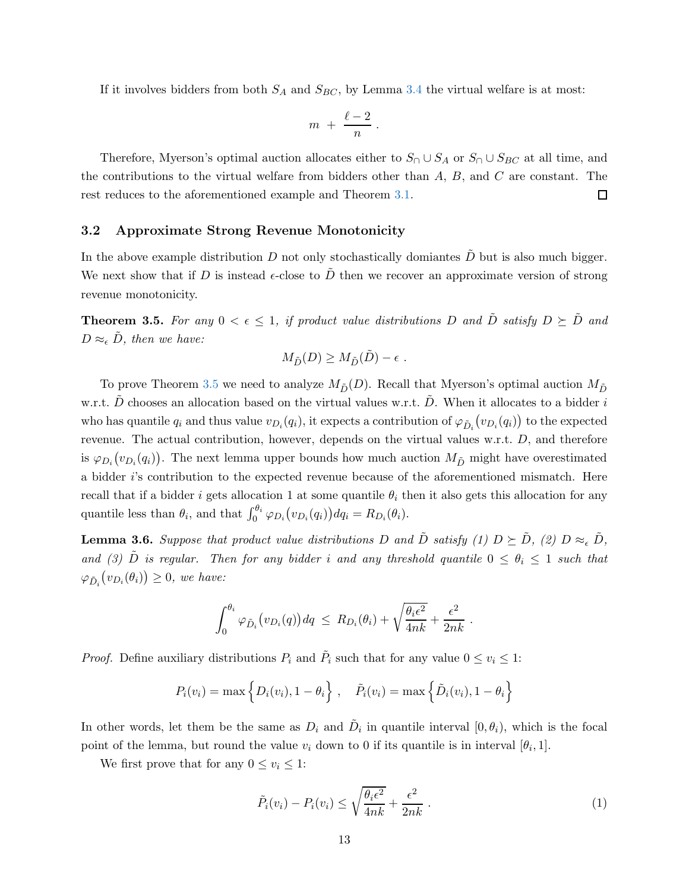If it involves bidders from both $S_A$ and $S_{BC}$, by Lemma 3.4 the virtual welfare is at most:

$$m + \frac{\ell - 2}{n} .$$

Therefore, Myerson's optimal auction allocates either to $S_\cap \cup S_A$ or $S_\cap \cup S_{BC}$ at all time, and the contributions to the virtual welfare from bidders other than $A$, $B$, and $C$ are constant. The rest reduces to the aforementioned example and Theorem 3.1. □

## 3.2 Approximate Strong Revenue Monotonicity

In the above example distribution $D$ not only stochastically domiantes $\tilde{D}$ but is also much bigger. We next show that if $D$ is instead $\epsilon$-close to $\tilde{D}$ then we recover an approximate version of strong revenue monotonicity.

**Theorem 3.5.** *For any $0 < \epsilon \leq 1$, if product value distributions $D$ and $\tilde{D}$ satisfy $D \succeq \tilde{D}$ and $D \approx_\epsilon \tilde{D}$, then we have:*

$$M_{\tilde{D}}(D) \geq M_{\tilde{D}}(\tilde{D}) - \epsilon .$$

To prove Theorem 3.5 we need to analyze $M_{\tilde{D}}(D)$. Recall that Myerson's optimal auction $M_{\tilde{D}}$ w.r.t. $\tilde{D}$ chooses an allocation based on the virtual values w.r.t. $\tilde{D}$. When it allocates to a bidder $i$ who has quantile $q_i$ and thus value $v_{D_i}(q_i)$, it expects a contribution of $\varphi_{\tilde{D}_i}\big(v_{D_i}(q_i)\big)$ to the expected revenue. The actual contribution, however, depends on the virtual values w.r.t. $D$, and therefore is $\varphi_{D_i}\big(v_{D_i}(q_i)\big)$. The next lemma upper bounds how much auction $M_{\tilde{D}}$ might have overestimated a bidder $i$'s contribution to the expected revenue because of the aforementioned mismatch. Here recall that if a bidder $i$ gets allocation 1 at some quantile $\theta_i$ then it also gets this allocation for any quantile less than $\theta_i$, and that $\int_0^{\theta_i} \varphi_{D_i}\big(v_{D_i}(q_i)\big) dq_i = R_{D_i}(\theta_i)$.

**Lemma 3.6.** *Suppose that product value distributions $D$ and $\tilde{D}$ satisfy (1) $D \succeq \tilde{D}$, (2) $D \approx_\epsilon \tilde{D}$, and (3) $\tilde{D}$ is regular. Then for any bidder $i$ and any threshold quantile $0 \leq \theta_i \leq 1$ such that $\varphi_{\tilde{D}_i}\big(v_{D_i}(\theta_i)\big) \geq 0$, we have:*

$$\int_0^{\theta_i} \varphi_{\tilde{D}_i}\big(v_{D_i}(q)\big) dq \leq R_{D_i}(\theta_i) + \sqrt{\frac{\theta_i \epsilon^2}{4nk}} + \frac{\epsilon^2}{2nk} .$$

*Proof.* Define auxiliary distributions $P_i$ and $\tilde{P}_i$ such that for any value $0 \leq v_i \leq 1$:

$$P_i(v_i) = \max\Big\{D_i(v_i), 1 - \theta_i\Big\} , \quad \tilde{P}_i(v_i) = \max\Big\{\tilde{D}_i(v_i), 1 - \theta_i\Big\}$$

In other words, let them be the same as $D_i$ and $\tilde{D}_i$ in quantile interval $[0, \theta_i)$, which is the focal point of the lemma, but round the value $v_i$ down to 0 if its quantile is in interval $[\theta_i, 1]$.

We first prove that for any $0 \leq v_i \leq 1$:

$$\tilde{P}_i(v_i) - P_i(v_i) \leq \sqrt{\frac{\theta_i \epsilon^2}{4nk}} + \frac{\epsilon^2}{2nk} . \tag{1}$$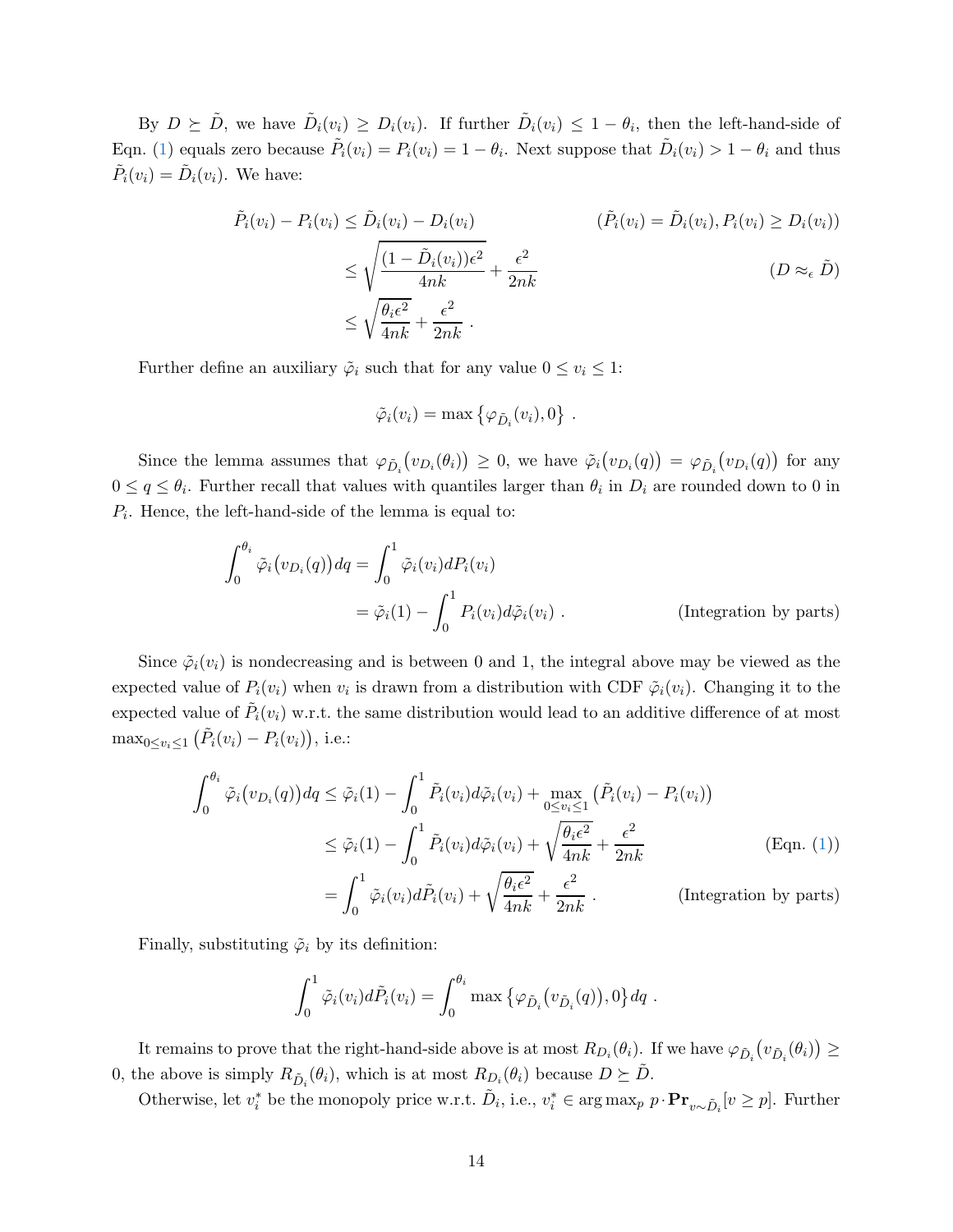By $D \succeq \tilde{D}$, we have $\tilde{D}_i(v_i) \geq D_i(v_i)$. If further $\tilde{D}_i(v_i) \leq 1 - \theta_i$, then the left-hand-side of Eqn. (1) equals zero because $\tilde{P}_i(v_i) = P_i(v_i) = 1 - \theta_i$. Next suppose that $\tilde{D}_i(v_i) > 1 - \theta_i$ and thus $\tilde{P}_i(v_i) = \tilde{D}_i(v_i)$. We have:

$$
\begin{aligned}
\tilde{P}_i(v_i) - P_i(v_i) &\leq \tilde{D}_i(v_i) - D_i(v_i) && (\tilde{P}_i(v_i) = \tilde{D}_i(v_i), P_i(v_i) \geq D_i(v_i)) \\
&\leq \sqrt{\frac{(1 - \tilde{D}_i(v_i))\epsilon^2}{4nk}} + \frac{\epsilon^2}{2nk} && (D \approx_\epsilon \tilde{D}) \\
&\leq \sqrt{\frac{\theta_i \epsilon^2}{4nk}} + \frac{\epsilon^2}{2nk} .
\end{aligned}
$$

Further define an auxiliary $\tilde{\varphi}_i$ such that for any value $0 \leq v_i \leq 1$:

$$
\tilde{\varphi}_i(v_i) = \max\left\{\varphi_{\tilde{D}_i}(v_i), 0\right\} .
$$

Since the lemma assumes that $\varphi_{\tilde{D}_i}\big(v_{D_i}(\theta_i)\big) \geq 0$, we have $\tilde{\varphi}_i\big(v_{D_i}(q)\big) = \varphi_{\tilde{D}_i}\big(v_{D_i}(q)\big)$ for any $0 \leq q \leq \theta_i$. Further recall that values with quantiles larger than $\theta_i$ in $D_i$ are rounded down to 0 in $P_i$. Hence, the left-hand-side of the lemma is equal to:

$$
\begin{aligned}
\int_0^{\theta_i} \tilde{\varphi}_i\big(v_{D_i}(q)\big) dq &= \int_0^1 \tilde{\varphi}_i(v_i) dP_i(v_i) \\
&= \tilde{\varphi}_i(1) - \int_0^1 P_i(v_i) d\tilde{\varphi}_i(v_i) . && \text{(Integration by parts)}
\end{aligned}
$$

Since $\tilde{\varphi}_i(v_i)$ is nondecreasing and is between 0 and 1, the integral above may be viewed as the expected value of $P_i(v_i)$ when $v_i$ is drawn from a distribution with CDF $\tilde{\varphi}_i(v_i)$. Changing it to the expected value of $\tilde{P}_i(v_i)$ w.r.t. the same distribution would lead to an additive difference of at most $\max_{0 \leq v_i \leq 1} \big(\tilde{P}_i(v_i) - P_i(v_i)\big)$, i.e.:

$$
\begin{aligned}
\int_0^{\theta_i} \tilde{\varphi}_i\big(v_{D_i}(q)\big) dq &\leq \tilde{\varphi}_i(1) - \int_0^1 \tilde{P}_i(v_i) d\tilde{\varphi}_i(v_i) + \max_{0 \leq v_i \leq 1} \big(\tilde{P}_i(v_i) - P_i(v_i)\big) \\
&\leq \tilde{\varphi}_i(1) - \int_0^1 \tilde{P}_i(v_i) d\tilde{\varphi}_i(v_i) + \sqrt{\frac{\theta_i \epsilon^2}{4nk}} + \frac{\epsilon^2}{2nk} && \text{(Eqn. (1))} \\
&= \int_0^1 \tilde{\varphi}_i(v_i) d\tilde{P}_i(v_i) + \sqrt{\frac{\theta_i \epsilon^2}{4nk}} + \frac{\epsilon^2}{2nk} . && \text{(Integration by parts)}
\end{aligned}
$$

Finally, substituting $\tilde{\varphi}_i$ by its definition:

$$
\int_0^1 \tilde{\varphi}_i(v_i) d\tilde{P}_i(v_i) = \int_0^{\theta_i} \max\left\{\varphi_{\tilde{D}_i}\big(v_{\tilde{D}_i}(q)\big), 0\right\} dq .
$$

It remains to prove that the right-hand-side above is at most $R_{D_i}(\theta_i)$. If we have $\varphi_{\tilde{D}_i}\big(v_{\tilde{D}_i}(\theta_i)\big) \geq 0$, the above is simply $R_{\tilde{D}_i}(\theta_i)$, which is at most $R_{D_i}(\theta_i)$ because $D \succeq \tilde{D}$.

Otherwise, let $v_i^*$ be the monopoly price w.r.t. $\tilde{D}_i$, i.e., $v_i^* \in \arg\max_p p \cdot \mathbf{Pr}_{v \sim \tilde{D}_i}[v \geq p]$. Further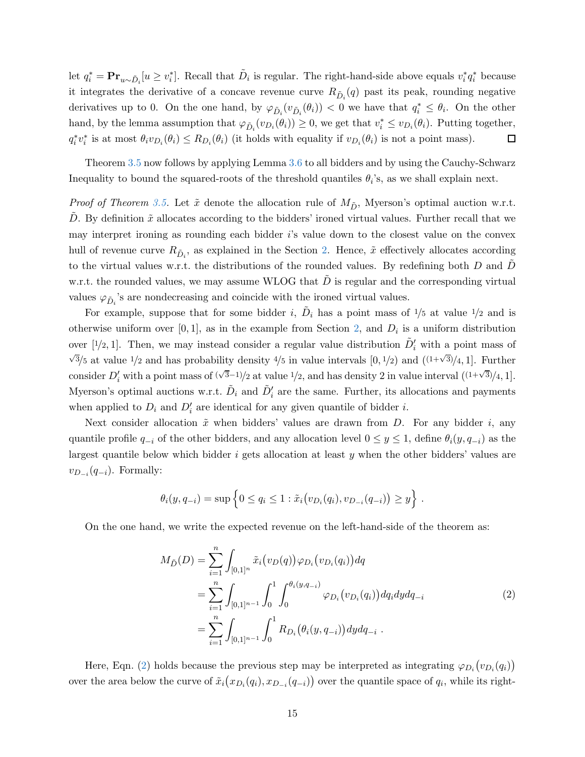let $q_i^* = \mathbf{Pr}_{u \sim \tilde{D}_i}[u \geq v_i^*]$. Recall that $\tilde{D}_i$ is regular. The right-hand-side above equals $v_i^* q_i^*$ because it integrates the derivative of a concave revenue curve $R_{\tilde{D}_i}(q)$ past its peak, rounding negative derivatives up to 0. On the one hand, by $\varphi_{\tilde{D}_i}(v_{\tilde{D}_i}(\theta_i)) < 0$ we have that $q_i^* \leq \theta_i$. On the other hand, by the lemma assumption that $\varphi_{\tilde{D}_i}(v_{D_i}(\theta_i)) \geq 0$, we get that $v_i^* \leq v_{D_i}(\theta_i)$. Putting together, $q_i^* v_i^*$ is at most $\theta_i v_{D_i}(\theta_i) \leq R_{D_i}(\theta_i)$ (it holds with equality if $v_{D_i}(\theta_i)$ is not a point mass). ◻

Theorem 3.5 now follows by applying Lemma 3.6 to all bidders and by using the Cauchy-Schwarz Inequality to bound the squared-roots of the threshold quantiles $\theta_i$'s, as we shall explain next.

*Proof of Theorem 3.5.* Let $\tilde{x}$ denote the allocation rule of $M_{\tilde{D}}$, Myerson's optimal auction w.r.t. $\tilde{D}$. By definition $\tilde{x}$ allocates according to the bidders' ironed virtual values. Further recall that we may interpret ironing as rounding each bidder $i$'s value down to the closest value on the convex hull of revenue curve $R_{\tilde{D}_i}$, as explained in the Section 2. Hence, $\tilde{x}$ effectively allocates according to the virtual values w.r.t. the distributions of the rounded values. By redefining both $D$ and $\tilde{D}$ w.r.t. the rounded values, we may assume WLOG that $\tilde{D}$ is regular and the corresponding virtual values $\varphi_{\tilde{D}_i}$'s are nondecreasing and coincide with the ironed virtual values.

For example, suppose that for some bidder $i$, $\tilde{D}_i$ has a point mass of $1/5$ at value $1/2$ and is otherwise uniform over $[0, 1]$, as in the example from Section 2, and $D_i$ is a uniform distribution over $[1/2, 1]$. Then, we may instead consider a regular value distribution $\tilde{D}_i'$ with a point mass of $\sqrt{3}/5$ at value $1/2$ and has probability density $4/5$ in value intervals $[0, 1/2)$ and $((1+\sqrt{3})/4, 1]$. Further consider $D_i'$ with a point mass of $(\sqrt{3}-1)/2$ at value $1/2$, and has density 2 in value interval $((1+\sqrt{3})/4, 1]$. Myerson's optimal auctions w.r.t. $\tilde{D}_i$ and $\tilde{D}_i'$ are the same. Further, its allocations and payments when applied to $D_i$ and $D_i'$ are identical for any given quantile of bidder $i$.

Next consider allocation $\tilde{x}$ when bidders' values are drawn from $D$. For any bidder $i$, any quantile profile $q_{-i}$ of the other bidders, and any allocation level $0 \leq y \leq 1$, define $\theta_i(y, q_{-i})$ as the largest quantile below which bidder $i$ gets allocation at least $y$ when the other bidders' values are $v_{D_{-i}}(q_{-i})$. Formally:

$$\theta_i(y, q_{-i}) = \sup \Big\{ 0 \leq q_i \leq 1 : \tilde{x}_i\big(v_{D_i}(q_i), v_{D_{-i}}(q_{-i})\big) \geq y \Big\} \ .$$

On the one hand, we write the expected revenue on the left-hand-side of the theorem as:

$$\begin{aligned}
M_{\tilde{D}}(D) &= \sum_{i=1}^{n} \int_{[0,1]^n} \tilde{x}_i\big(v_D(q)\big) \varphi_{D_i}\big(v_{D_i}(q_i)\big) dq \\
&= \sum_{i=1}^{n} \int_{[0,1]^{n-1}} \int_0^1 \int_0^{\theta_i(y, q_{-i})} \varphi_{D_i}\big(v_{D_i}(q_i)\big) dq_i dy dq_{-i} \qquad (2) \\
&= \sum_{i=1}^{n} \int_{[0,1]^{n-1}} \int_0^1 R_{D_i}\big(\theta_i(y, q_{-i})\big) dy dq_{-i} \ .
\end{aligned}$$

Here, Eqn. (2) holds because the previous step may be interpreted as integrating $\varphi_{D_i}\big(v_{D_i}(q_i)\big)$ over the area below the curve of $\tilde{x}_i\big(x_{D_i}(q_i), x_{D_{-i}}(q_{-i})\big)$ over the quantile space of $q_i$, while its right-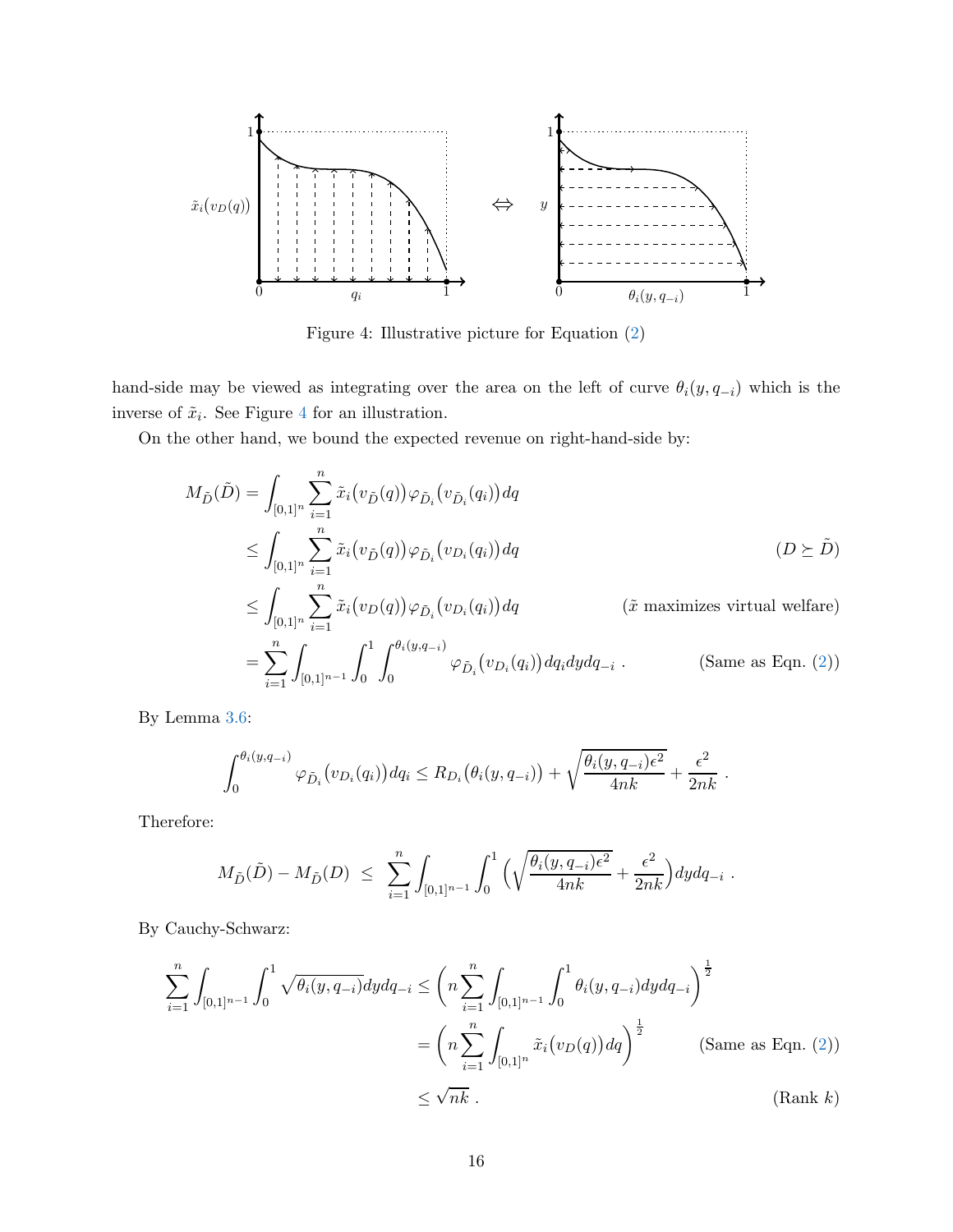Figure 4: Illustrative picture for Equation (2)

hand-side may be viewed as integrating over the area on the left of curve $\theta_i(y, q_{-i})$ which is the inverse of $\tilde{x}_i$. See Figure 4 for an illustration.

On the other hand, we bound the expected revenue on right-hand-side by:

$$
\begin{aligned}
M_{\tilde{D}}(\tilde{D}) &= \int_{[0,1]^n} \sum_{i=1}^{n} \tilde{x}_i\big(v_{\tilde{D}}(q)\big) \varphi_{\tilde{D}_i}\big(v_{\tilde{D}_i}(q_i)\big) dq \\
&\leq \int_{[0,1]^n} \sum_{i=1}^{n} \tilde{x}_i\big(v_{\tilde{D}}(q)\big) \varphi_{\tilde{D}_i}\big(v_{D_i}(q_i)\big) dq && (D \succeq \tilde{D}) \\
&\leq \int_{[0,1]^n} \sum_{i=1}^{n} \tilde{x}_i\big(v_D(q)\big) \varphi_{\tilde{D}_i}\big(v_{D_i}(q_i)\big) dq && (\tilde{x} \text{ maximizes virtual welfare}) \\
&= \sum_{i=1}^{n} \int_{[0,1]^{n-1}} \int_0^1 \int_0^{\theta_i(y, q_{-i})} \varphi_{\tilde{D}_i}\big(v_{D_i}(q_i)\big) dq_i dy dq_{-i} \ . && (\text{Same as Eqn. (2)})
\end{aligned}
$$

By Lemma 3.6:

$$
\int_0^{\theta_i(y,q_{-i})} \varphi_{\tilde{D}_i}\big(v_{D_i}(q_i)\big) dq_i \leq R_{D_i}\big(\theta_i(y, q_{-i})\big) + \sqrt{\frac{\theta_i(y, q_{-i})\epsilon^2}{4nk}} + \frac{\epsilon^2}{2nk} \ .
$$

Therefore:

$$
M_{\tilde{D}}(\tilde{D}) - M_{\tilde{D}}(D) \ \leq \ \sum_{i=1}^{n} \int_{[0,1]^{n-1}} \int_0^1 \Big( \sqrt{\frac{\theta_i(y, q_{-i})\epsilon^2}{4nk}} + \frac{\epsilon^2}{2nk} \Big) dy dq_{-i} \ .
$$

By Cauchy-Schwarz:

$$
\begin{aligned}
\sum_{i=1}^{n} \int_{[0,1]^{n-1}} \int_0^1 \sqrt{\theta_i(y, q_{-i})} dy dq_{-i} &\leq \Big( n \sum_{i=1}^{n} \int_{[0,1]^{n-1}} \int_0^1 \theta_i(y, q_{-i}) dy dq_{-i} \Big)^{\frac{1}{2}} \\
&= \Big( n \sum_{i=1}^{n} \int_{[0,1]^n} \tilde{x}_i\big(v_D(q)\big) dq \Big)^{\frac{1}{2}} && (\text{Same as Eqn. (2)}) \\
&\leq \sqrt{nk} \ . && (\text{Rank } k)
\end{aligned}
$$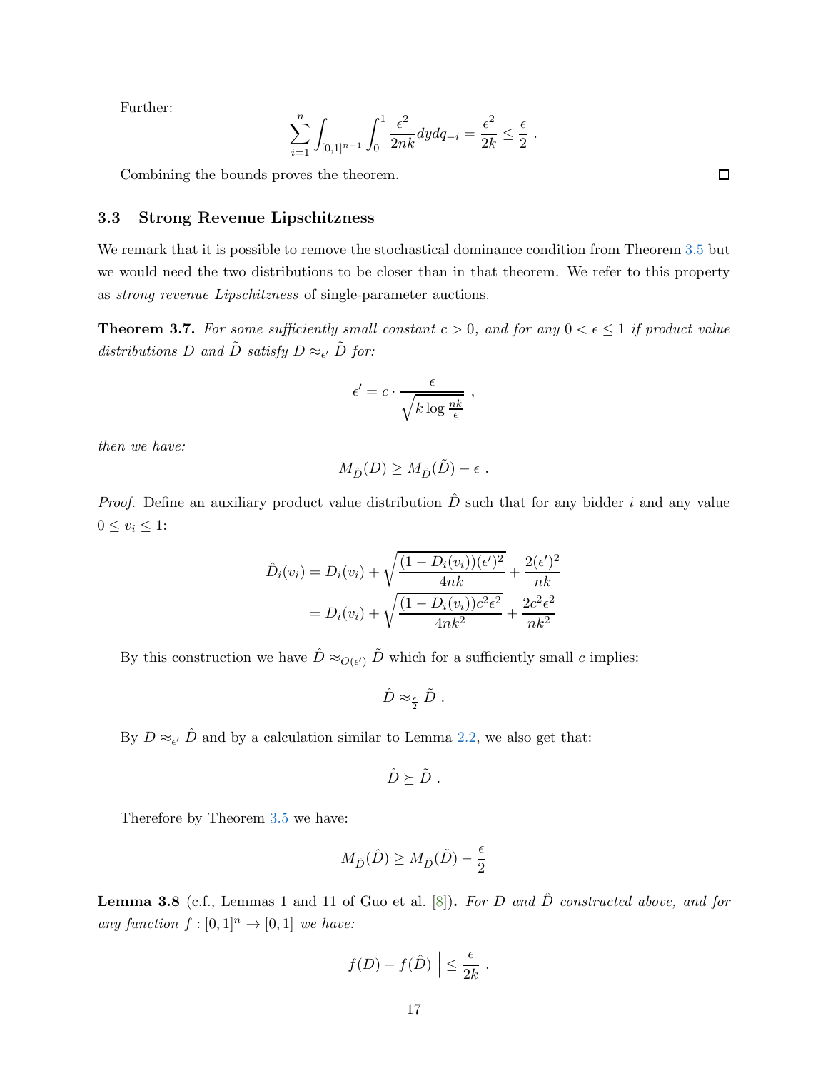Further:

$$\sum_{i=1}^{n} \int_{[0,1]^{n-1}} \int_0^1 \frac{\epsilon^2}{2nk} dy dq_{-i} = \frac{\epsilon^2}{2k} \le \frac{\epsilon}{2} \ .$$

Combining the bounds proves the theorem. ◻

### 3.3 Strong Revenue Lipschitzness

We remark that it is possible to remove the stochastical dominance condition from Theorem 3.5 but we would need the two distributions to be closer than in that theorem. We refer to this property as *strong revenue Lipschitzness* of single-parameter auctions.

**Theorem 3.7.** *For some sufficiently small constant $c > 0$, and for any $0 < \epsilon \le 1$ if product value distributions $D$ and $\tilde{D}$ satisfy $D \approx_{\epsilon'} \tilde{D}$ for:*

$$\epsilon' = c \cdot \frac{\epsilon}{\sqrt{k \log \frac{nk}{\epsilon}}} \ ,$$

*then we have:*

$$M_{\tilde{D}}(D) \ge M_{\tilde{D}}(\tilde{D}) - \epsilon \ .$$

*Proof.* Define an auxiliary product value distribution $\hat{D}$ such that for any bidder $i$ and any value $0 \le v_i \le 1$:

$$\begin{aligned}
\hat{D}_i(v_i) &= D_i(v_i) + \sqrt{\frac{(1 - D_i(v_i))(\epsilon')^2}{4nk}} + \frac{2(\epsilon')^2}{nk} \\
&= D_i(v_i) + \sqrt{\frac{(1 - D_i(v_i))c^2\epsilon^2}{4nk^2}} + \frac{2c^2\epsilon^2}{nk^2}
\end{aligned}$$

By this construction we have $\hat{D} \approx_{O(\epsilon')} \tilde{D}$ which for a sufficiently small $c$ implies:

$$\hat{D} \approx_{\frac{\epsilon}{2}} \tilde{D} \ .$$

By $D \approx_{\epsilon'} \hat{D}$ and by a calculation similar to Lemma 2.2, we also get that:

$$\hat{D} \succeq \tilde{D} \ .$$

Therefore by Theorem 3.5 we have:

$$M_{\tilde{D}}(\hat{D}) \ge M_{\tilde{D}}(\tilde{D}) - \frac{\epsilon}{2}$$

**Lemma 3.8** (c.f., Lemmas 1 and 11 of Guo et al. [8])**.** *For $D$ and $\hat{D}$ constructed above, and for any function $f : [0,1]^n \to [0,1]$ we have:*

$$\Big| \ f(D) - f(\hat{D}) \ \Big| \le \frac{\epsilon}{2k} \ .$$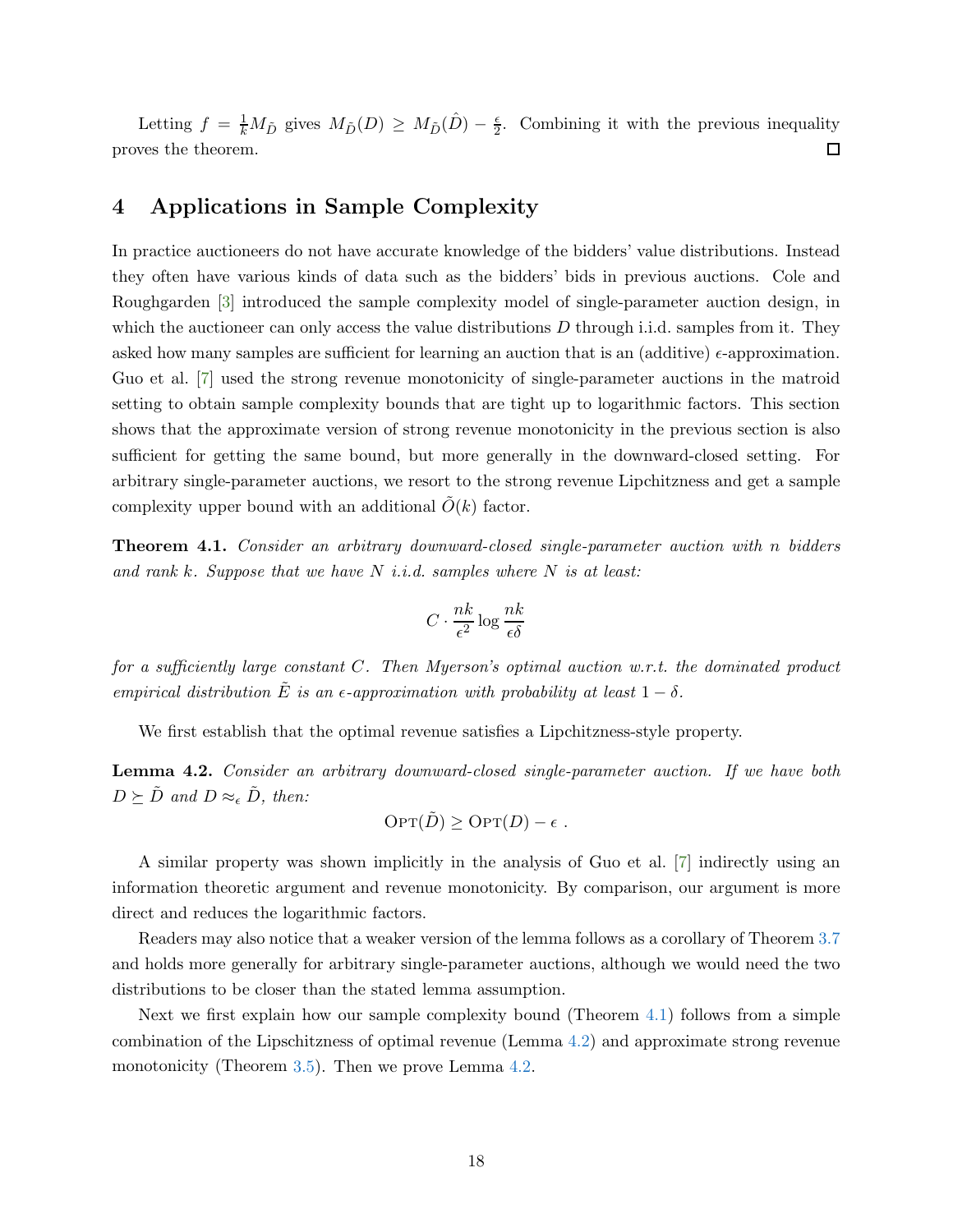Letting $f = \frac{1}{k} M_{\tilde{D}}$ gives $M_{\tilde{D}}(D) \geq M_{\tilde{D}}(\hat{D}) - \frac{\epsilon}{2}$. Combining it with the previous inequality proves the theorem. ☐

# 4 Applications in Sample Complexity

In practice auctioneers do not have accurate knowledge of the bidders' value distributions. Instead they often have various kinds of data such as the bidders' bids in previous auctions. Cole and Roughgarden [3] introduced the sample complexity model of single-parameter auction design, in which the auctioneer can only access the value distributions $D$ through i.i.d. samples from it. They asked how many samples are sufficient for learning an auction that is an (additive) $\epsilon$-approximation. Guo et al. [7] used the strong revenue monotonicity of single-parameter auctions in the matroid setting to obtain sample complexity bounds that are tight up to logarithmic factors. This section shows that the approximate version of strong revenue monotonicity in the previous section is also sufficient for getting the same bound, but more generally in the downward-closed setting. For arbitrary single-parameter auctions, we resort to the strong revenue Lipchitzness and get a sample complexity upper bound with an additional $\tilde{O}(k)$ factor.

**Theorem 4.1.** *Consider an arbitrary downward-closed single-parameter auction with $n$ bidders and rank $k$. Suppose that we have $N$ i.i.d. samples where $N$ is at least:*

$$C \cdot \frac{nk}{\epsilon^2} \log \frac{nk}{\epsilon \delta}$$

*for a sufficiently large constant $C$. Then Myerson's optimal auction w.r.t. the dominated product empirical distribution $\tilde{E}$ is an $\epsilon$-approximation with probability at least $1 - \delta$.*

We first establish that the optimal revenue satisfies a Lipchitzness-style property.

**Lemma 4.2.** *Consider an arbitrary downward-closed single-parameter auction. If we have both $D \succeq \tilde{D}$ and $D \approx_\epsilon \tilde{D}$, then:*

$$\text{OPT}(\tilde{D}) \geq \text{OPT}(D) - \epsilon \ .$$

A similar property was shown implicitly in the analysis of Guo et al. [7] indirectly using an information theoretic argument and revenue monotonicity. By comparison, our argument is more direct and reduces the logarithmic factors.

Readers may also notice that a weaker version of the lemma follows as a corollary of Theorem 3.7 and holds more generally for arbitrary single-parameter auctions, although we would need the two distributions to be closer than the stated lemma assumption.

Next we first explain how our sample complexity bound (Theorem 4.1) follows from a simple combination of the Lipschitzness of optimal revenue (Lemma 4.2) and approximate strong revenue monotonicity (Theorem 3.5). Then we prove Lemma 4.2.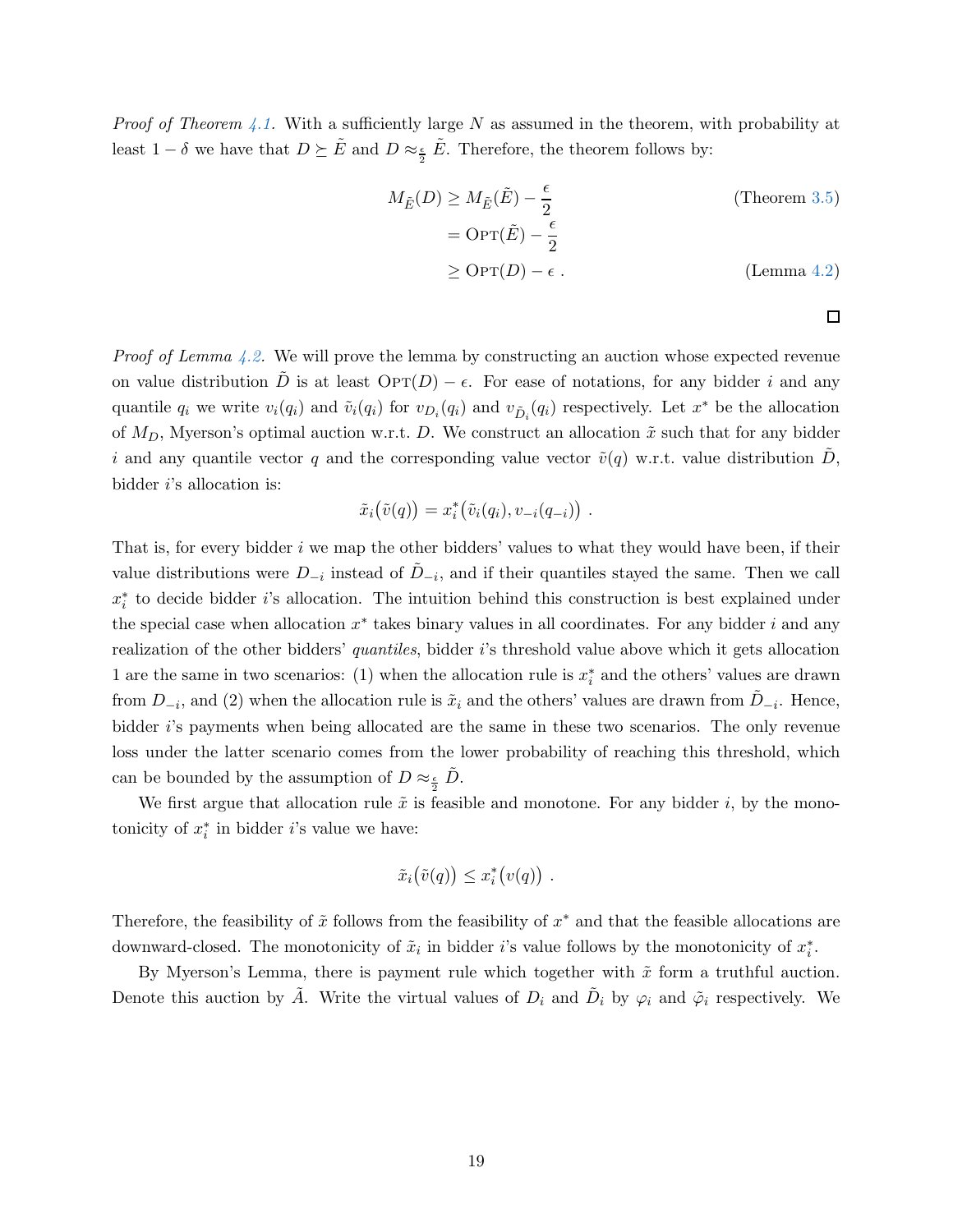*Proof of Theorem 4.1.* With a sufficiently large $N$ as assumed in the theorem, with probability at least $1 - \delta$ we have that $D \succeq \tilde{E}$ and $D \approx_{\frac{\epsilon}{2}} \tilde{E}$. Therefore, the theorem follows by:

$$
\begin{aligned}
M_{\tilde{E}}(D) &\geq M_{\tilde{E}}(\tilde{E}) - \frac{\epsilon}{2} && \text{(Theorem 3.5)} \\
&= \textsc{Opt}(\tilde{E}) - \frac{\epsilon}{2} \\
&\geq \textsc{Opt}(D) - \epsilon \, . && \text{(Lemma 4.2)}
\end{aligned}
$$

□

*Proof of Lemma 4.2.* We will prove the lemma by constructing an auction whose expected revenue on value distribution $\tilde{D}$ is at least $\textsc{Opt}(D) - \epsilon$. For ease of notations, for any bidder $i$ and any quantile $q_i$ we write $v_i(q_i)$ and $\tilde{v}_i(q_i)$ for $v_{D_i}(q_i)$ and $v_{\tilde{D}_i}(q_i)$ respectively. Let $x^*$ be the allocation of $M_D$, Myerson's optimal auction w.r.t. $D$. We construct an allocation $\tilde{x}$ such that for any bidder $i$ and any quantile vector $q$ and the corresponding value vector $\tilde{v}(q)$ w.r.t. value distribution $\tilde{D}$, bidder $i$'s allocation is:

$$
\tilde{x}_i\big(\tilde{v}(q)\big) = x^*_i\big(\tilde{v}_i(q_i), v_{-i}(q_{-i})\big) \ .
$$

That is, for every bidder $i$ we map the other bidders' values to what they would have been, if their value distributions were $D_{-i}$ instead of $\tilde{D}_{-i}$, and if their quantiles stayed the same. Then we call $x^*_i$ to decide bidder $i$'s allocation. The intuition behind this construction is best explained under the special case when allocation $x^*$ takes binary values in all coordinates. For any bidder $i$ and any realization of the other bidders' *quantiles*, bidder $i$'s threshold value above which it gets allocation 1 are the same in two scenarios: (1) when the allocation rule is $x^*_i$ and the others' values are drawn from $D_{-i}$, and (2) when the allocation rule is $\tilde{x}_i$ and the others' values are drawn from $\tilde{D}_{-i}$. Hence, bidder $i$'s payments when being allocated are the same in these two scenarios. The only revenue loss under the latter scenario comes from the lower probability of reaching this threshold, which can be bounded by the assumption of $D \approx_{\frac{\epsilon}{2}} \tilde{D}$.

We first argue that allocation rule $\tilde{x}$ is feasible and monotone. For any bidder $i$, by the monotonicity of $x^*_i$ in bidder $i$'s value we have:

$$
\tilde{x}_i\big(\tilde{v}(q)\big) \leq x^*_i\big(v(q)\big) \ .
$$

Therefore, the feasibility of $\tilde{x}$ follows from the feasibility of $x^*$ and that the feasible allocations are downward-closed. The monotonicity of $\tilde{x}_i$ in bidder $i$'s value follows by the monotonicity of $x^*_i$.

By Myerson's Lemma, there is payment rule which together with $\tilde{x}$ form a truthful auction. Denote this auction by $\tilde{A}$. Write the virtual values of $D_i$ and $\tilde{D}_i$ by $\varphi_i$ and $\tilde{\varphi}_i$ respectively. We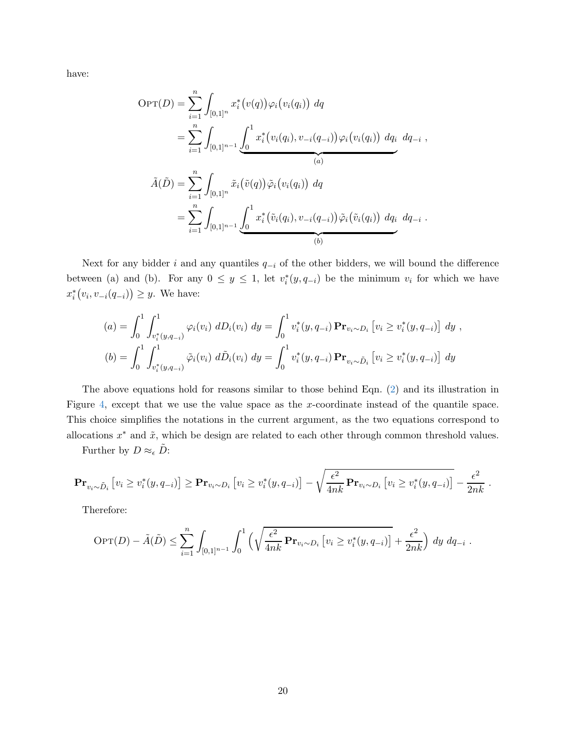have:

$$\begin{aligned}
\textsc{Opt}(D) &= \sum_{i=1}^{n} \int_{[0,1]^n} x_i^*\big(v(q)\big)\varphi_i\big(v_i(q_i)\big)\ dq \\
&= \sum_{i=1}^{n} \int_{[0,1]^{n-1}} \underbrace{\int_0^1 x_i^*\big(v_i(q_i), v_{-i}(q_{-i})\big)\varphi_i\big(v_i(q_i)\big)\ dq_i}_{(a)}\ dq_{-i}\ , \\
\tilde{A}(\tilde{D}) &= \sum_{i=1}^{n} \int_{[0,1]^n} \tilde{x}_i\big(\tilde{v}(q)\big)\tilde{\varphi}_i\big(v_i(q_i)\big)\ dq \\
&= \sum_{i=1}^{n} \int_{[0,1]^{n-1}} \underbrace{\int_0^1 x_i^*\big(\tilde{v}_i(q_i), v_{-i}(q_{-i})\big)\tilde{\varphi}_i\big(\tilde{v}_i(q_i)\big)\ dq_i}_{(b)}\ dq_{-i}\ .
\end{aligned}$$

Next for any bidder $i$ and any quantiles $q_{-i}$ of the other bidders, we will bound the difference between (a) and (b). For any $0 \le y \le 1$, let $v_i^*(y, q_{-i})$ be the minimum $v_i$ for which we have $x_i^*\big(v_i, v_{-i}(q_{-i})\big) \ge y$. We have:

$$\begin{aligned}
(a) &= \int_0^1 \int_{v_i^*(y,q_{-i})}^1 \varphi_i(v_i)\ dD_i(v_i)\ dy = \int_0^1 v_i^*(y,q_{-i})\, \mathbf{Pr}_{v_i \sim D_i}\left[v_i \ge v_i^*(y,q_{-i})\right]\ dy\ , \\
(b) &= \int_0^1 \int_{v_i^*(y,q_{-i})}^1 \tilde{\varphi}_i(v_i)\ d\tilde{D}_i(v_i)\ dy = \int_0^1 v_i^*(y,q_{-i})\, \mathbf{Pr}_{v_i \sim \tilde{D}_i}\left[v_i \ge v_i^*(y,q_{-i})\right]\ dy
\end{aligned}$$

The above equations hold for reasons similar to those behind Eqn. (2) and its illustration in Figure 4, except that we use the value space as the $x$-coordinate instead of the quantile space. This choice simplifies the notations in the current argument, as the two equations correspond to allocations $x^*$ and $\tilde{x}$, which be design are related to each other through common threshold values.

Further by $D \approx_\epsilon \tilde{D}$:

$$\mathbf{Pr}_{v_i \sim \tilde{D}_i}\left[v_i \ge v_i^*(y,q_{-i})\right] \ge \mathbf{Pr}_{v_i \sim D_i}\left[v_i \ge v_i^*(y,q_{-i})\right] - \sqrt{\frac{\epsilon^2}{4nk}\mathbf{Pr}_{v_i \sim D_i}\left[v_i \ge v_i^*(y,q_{-i})\right]} - \frac{\epsilon^2}{2nk}\ .$$

Therefore:

$$\textsc{Opt}(D) - \tilde{A}(\tilde{D}) \le \sum_{i=1}^{n} \int_{[0,1]^{n-1}} \int_0^1 \Big(\sqrt{\frac{\epsilon^2}{4nk}\mathbf{Pr}_{v_i \sim D_i}\left[v_i \ge v_i^*(y,q_{-i})\right]} + \frac{\epsilon^2}{2nk}\Big)\ dy\ dq_{-i}\ .$$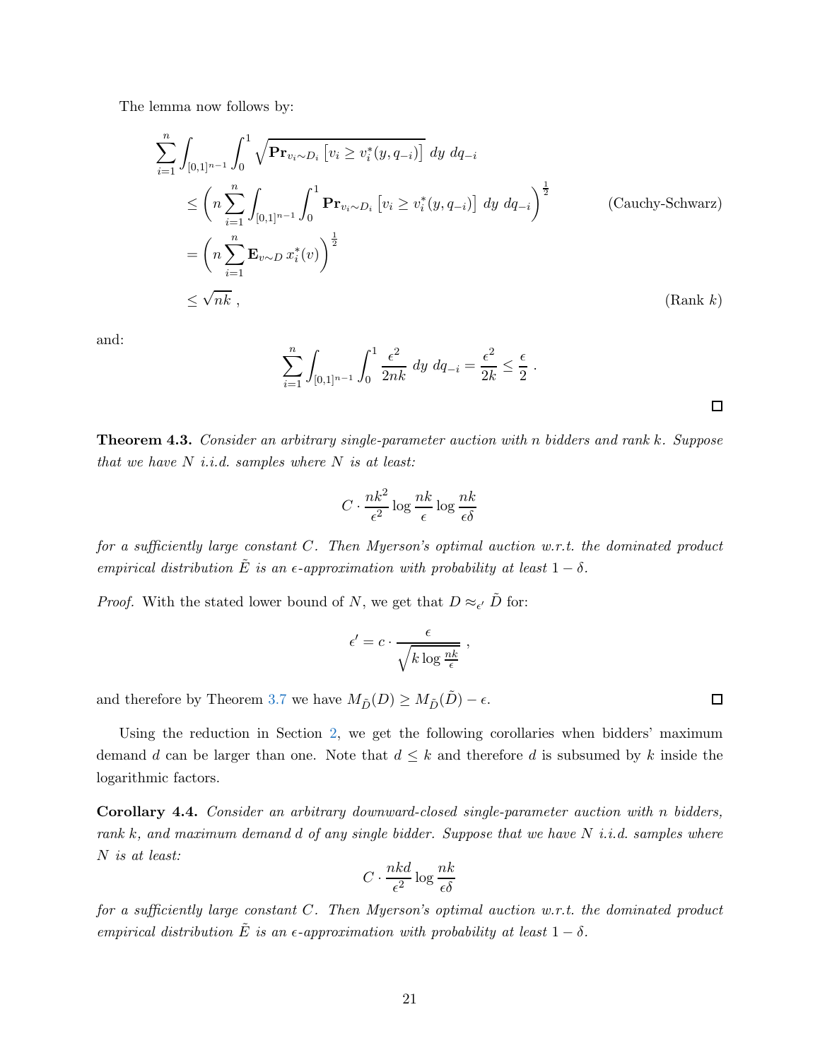The lemma now follows by:

$$
\begin{aligned}
\sum_{i=1}^{n} \int_{[0,1]^{n-1}} \int_0^1 \sqrt{\mathbf{Pr}_{v_i \sim D_i}\left[v_i \geq v_i^*(y, q_{-i})\right]} \; dy \; dq_{-i} \\
&\leq \left( n \sum_{i=1}^{n} \int_{[0,1]^{n-1}} \int_0^1 \mathbf{Pr}_{v_i \sim D_i}\left[v_i \geq v_i^*(y, q_{-i})\right] \; dy \; dq_{-i} \right)^{\frac{1}{2}} && \text{(Cauchy-Schwarz)} \\
&= \left( n \sum_{i=1}^{n} \mathbf{E}_{v \sim D} \, x_i^*(v) \right)^{\frac{1}{2}} \\
&\leq \sqrt{nk} \; , && \text{(Rank } k\text{)}
\end{aligned}
$$

and:

$$
\sum_{i=1}^{n} \int_{[0,1]^{n-1}} \int_0^1 \frac{\epsilon^2}{2nk} \; dy \; dq_{-i} = \frac{\epsilon^2}{2k} \leq \frac{\epsilon}{2} \; .
$$

□

**Theorem 4.3.** *Consider an arbitrary single-parameter auction with $n$ bidders and rank $k$. Suppose that we have $N$ i.i.d. samples where $N$ is at least:*

$$
C \cdot \frac{nk^2}{\epsilon^2} \log \frac{nk}{\epsilon} \log \frac{nk}{\epsilon\delta}
$$

*for a sufficiently large constant $C$. Then Myerson's optimal auction w.r.t. the dominated product empirical distribution $\tilde{E}$ is an $\epsilon$-approximation with probability at least $1 - \delta$.*

*Proof.* With the stated lower bound of $N$, we get that $D \approx_{\epsilon'} \tilde{D}$ for:

$$
\epsilon' = c \cdot \frac{\epsilon}{\sqrt{k \log \frac{nk}{\epsilon}}} \; ,
$$

and therefore by Theorem 3.7 we have $M_{\tilde{D}}(D) \geq M_{\tilde{D}}(\tilde{D}) - \epsilon$. □

Using the reduction in Section 2, we get the following corollaries when bidders' maximum demand $d$ can be larger than one. Note that $d \leq k$ and therefore $d$ is subsumed by $k$ inside the logarithmic factors.

**Corollary 4.4.** *Consider an arbitrary downward-closed single-parameter auction with $n$ bidders, rank $k$, and maximum demand $d$ of any single bidder. Suppose that we have $N$ i.i.d. samples where $N$ is at least:*

$$
C \cdot \frac{nkd}{\epsilon^2} \log \frac{nk}{\epsilon\delta}
$$

*for a sufficiently large constant $C$. Then Myerson's optimal auction w.r.t. the dominated product empirical distribution $\tilde{E}$ is an $\epsilon$-approximation with probability at least $1 - \delta$.*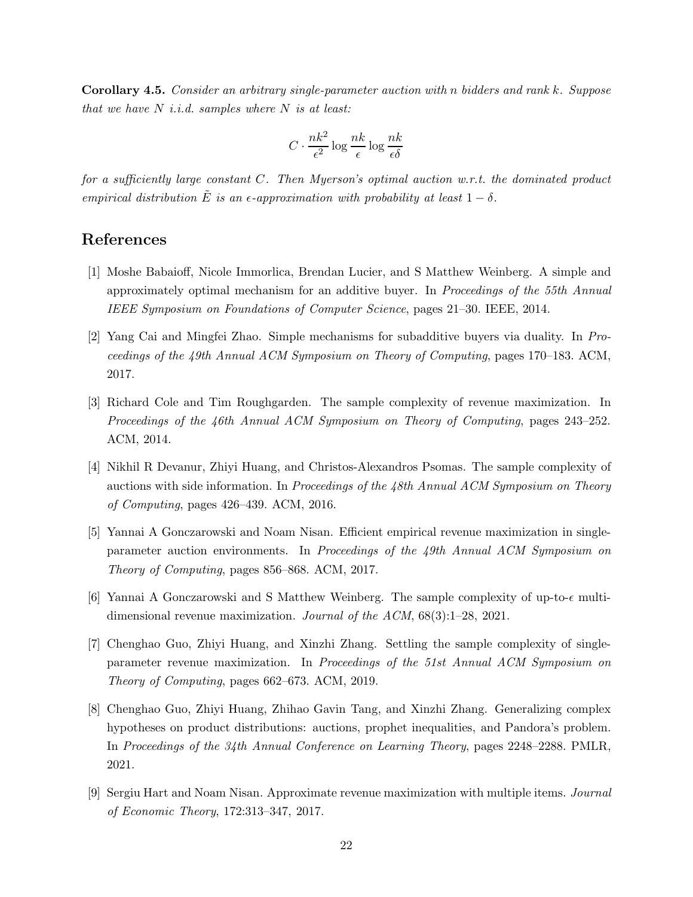**Corollary 4.5.** *Consider an arbitrary single-parameter auction with $n$ bidders and rank $k$. Suppose that we have $N$ i.i.d. samples where $N$ is at least:*

$$C \cdot \frac{nk^2}{\epsilon^2} \log \frac{nk}{\epsilon} \log \frac{nk}{\epsilon\delta}$$

*for a sufficiently large constant $C$. Then Myerson's optimal auction w.r.t. the dominated product empirical distribution $\tilde{E}$ is an $\epsilon$-approximation with probability at least $1 - \delta$.*

## References

[1] Moshe Babaioff, Nicole Immorlica, Brendan Lucier, and S Matthew Weinberg. A simple and approximately optimal mechanism for an additive buyer. In *Proceedings of the 55th Annual IEEE Symposium on Foundations of Computer Science*, pages 21–30. IEEE, 2014.

[2] Yang Cai and Mingfei Zhao. Simple mechanisms for subadditive buyers via duality. In *Proceedings of the 49th Annual ACM Symposium on Theory of Computing*, pages 170–183. ACM, 2017.

[3] Richard Cole and Tim Roughgarden. The sample complexity of revenue maximization. In *Proceedings of the 46th Annual ACM Symposium on Theory of Computing*, pages 243–252. ACM, 2014.

[4] Nikhil R Devanur, Zhiyi Huang, and Christos-Alexandros Psomas. The sample complexity of auctions with side information. In *Proceedings of the 48th Annual ACM Symposium on Theory of Computing*, pages 426–439. ACM, 2016.

[5] Yannai A Gonczarowski and Noam Nisan. Efficient empirical revenue maximization in single-parameter auction environments. In *Proceedings of the 49th Annual ACM Symposium on Theory of Computing*, pages 856–868. ACM, 2017.

[6] Yannai A Gonczarowski and S Matthew Weinberg. The sample complexity of up-to-$\epsilon$ multi-dimensional revenue maximization. *Journal of the ACM*, 68(3):1–28, 2021.

[7] Chenghao Guo, Zhiyi Huang, and Xinzhi Zhang. Settling the sample complexity of single-parameter revenue maximization. In *Proceedings of the 51st Annual ACM Symposium on Theory of Computing*, pages 662–673. ACM, 2019.

[8] Chenghao Guo, Zhiyi Huang, Zhihao Gavin Tang, and Xinzhi Zhang. Generalizing complex hypotheses on product distributions: auctions, prophet inequalities, and Pandora's problem. In *Proceedings of the 34th Annual Conference on Learning Theory*, pages 2248–2288. PMLR, 2021.

[9] Sergiu Hart and Noam Nisan. Approximate revenue maximization with multiple items. *Journal of Economic Theory*, 172:313–347, 2017.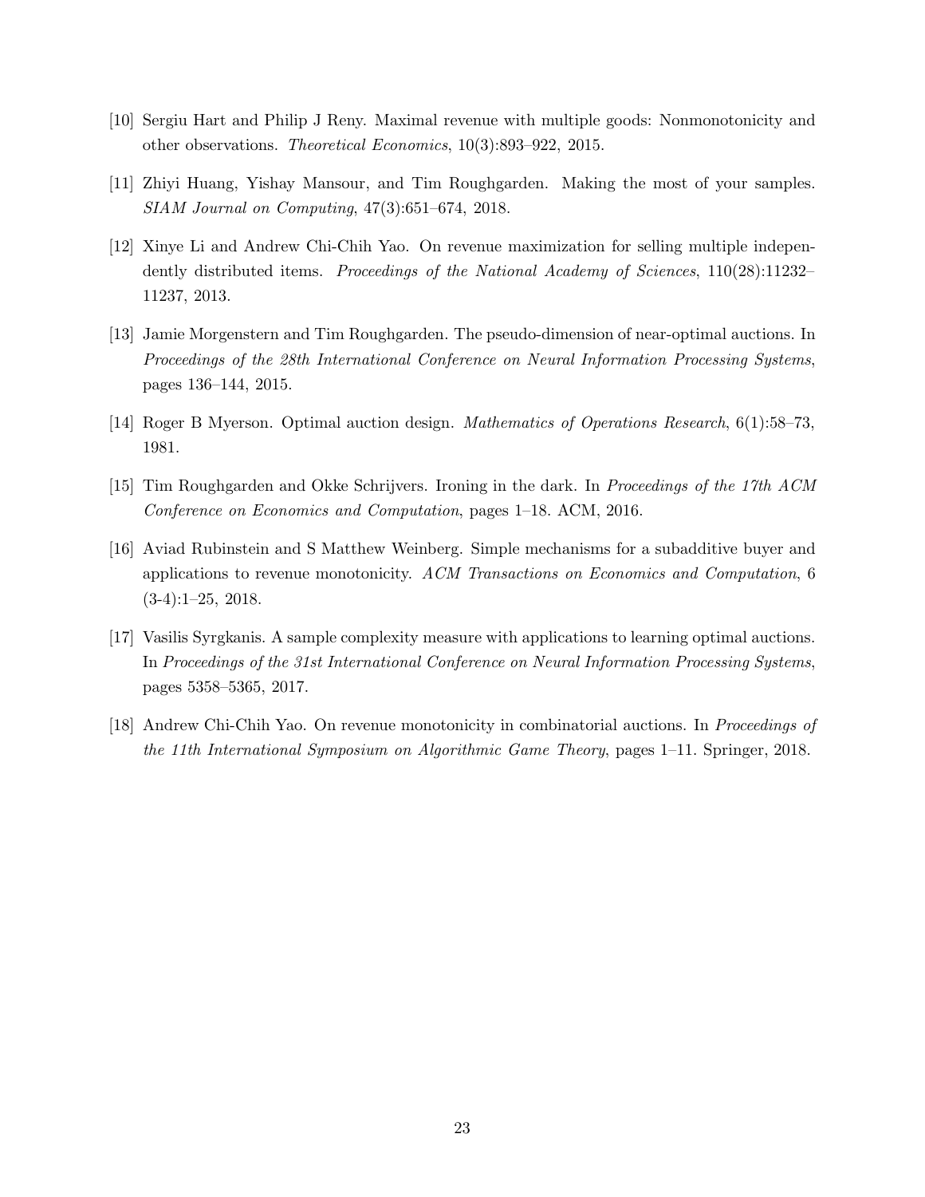[10] Sergiu Hart and Philip J Reny. Maximal revenue with multiple goods: Nonmonotonicity and other observations. *Theoretical Economics*, 10(3):893–922, 2015.

[11] Zhiyi Huang, Yishay Mansour, and Tim Roughgarden. Making the most of your samples. *SIAM Journal on Computing*, 47(3):651–674, 2018.

[12] Xinye Li and Andrew Chi-Chih Yao. On revenue maximization for selling multiple independently distributed items. *Proceedings of the National Academy of Sciences*, 110(28):11232–11237, 2013.

[13] Jamie Morgenstern and Tim Roughgarden. The pseudo-dimension of near-optimal auctions. In *Proceedings of the 28th International Conference on Neural Information Processing Systems*, pages 136–144, 2015.

[14] Roger B Myerson. Optimal auction design. *Mathematics of Operations Research*, 6(1):58–73, 1981.

[15] Tim Roughgarden and Okke Schrijvers. Ironing in the dark. In *Proceedings of the 17th ACM Conference on Economics and Computation*, pages 1–18. ACM, 2016.

[16] Aviad Rubinstein and S Matthew Weinberg. Simple mechanisms for a subadditive buyer and applications to revenue monotonicity. *ACM Transactions on Economics and Computation*, 6 (3-4):1–25, 2018.

[17] Vasilis Syrgkanis. A sample complexity measure with applications to learning optimal auctions. In *Proceedings of the 31st International Conference on Neural Information Processing Systems*, pages 5358–5365, 2017.

[18] Andrew Chi-Chih Yao. On revenue monotonicity in combinatorial auctions. In *Proceedings of the 11th International Symposium on Algorithmic Game Theory*, pages 1–11. Springer, 2018.